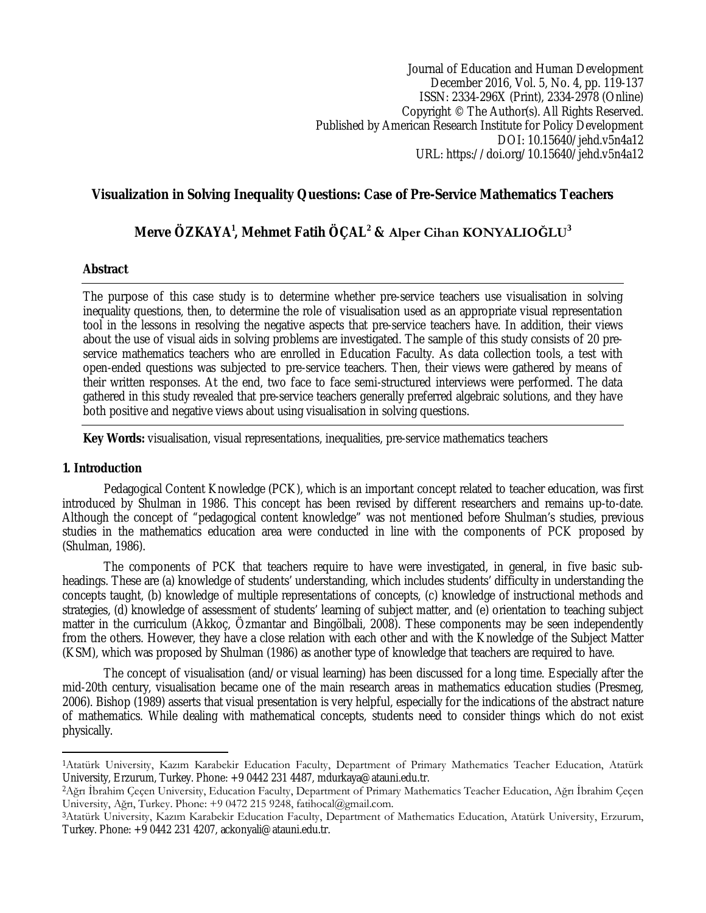Journal of Education and Human Development
December 2016, Vol. 5, No. 4, pp. 119-137
ISSN: 2334-296X (Print), 2334-2978 (Online)
Copyright © The Author(s). All Rights Reserved.
Published by American Research Institute for Policy Development
DOI: 10.15640/jehd.v5n4a12
URL: https://doi.org/10.15640/jehd.v5n4a12

# Visualization in Solving Inequality Questions: Case of Pre-Service Mathematics Teachers

**Merve ÖZKAYA[1], Mehmet Fatih ÖÇAL[2] & Alper Cihan KONYALIOĞLU[3]**

## Abstract

The purpose of this case study is to determine whether pre-service teachers use visualisation in solving inequality questions, then, to determine the role of visualisation used as an appropriate visual representation tool in the lessons in resolving the negative aspects that pre-service teachers have. In addition, their views about the use of visual aids in solving problems are investigated. The sample of this study consists of 20 pre-service mathematics teachers who are enrolled in Education Faculty. As data collection tools, a test with open-ended questions was subjected to pre-service teachers. Then, their views were gathered by means of their written responses. At the end, two face to face semi-structured interviews were performed. The data gathered in this study revealed that pre-service teachers generally preferred algebraic solutions, and they have both positive and negative views about using visualisation in solving questions.

**Key Words:** visualisation, visual representations, inequalities, pre-service mathematics teachers

## 1. Introduction

Pedagogical Content Knowledge (PCK), which is an important concept related to teacher education, was first introduced by Shulman in 1986. This concept has been revised by different researchers and remains up-to-date. Although the concept of "pedagogical content knowledge" was not mentioned before Shulman's studies, previous studies in the mathematics education area were conducted in line with the components of PCK proposed by (Shulman, 1986).

The components of PCK that teachers require to have were investigated, in general, in five basic sub-headings. These are (a) knowledge of students' understanding, which includes students' difficulty in understanding the concepts taught, (b) knowledge of multiple representations of concepts, (c) knowledge of instructional methods and strategies, (d) knowledge of assessment of students' learning of subject matter, and (e) orientation to teaching subject matter in the curriculum (Akkoç, Özmantar and Bingölbali, 2008). These components may be seen independently from the others. However, they have a close relation with each other and with the Knowledge of the Subject Matter (KSM), which was proposed by Shulman (1986) as another type of knowledge that teachers are required to have.

The concept of visualisation (and/or visual learning) has been discussed for a long time. Especially after the mid-20th century, visualisation became one of the main research areas in mathematics education studies (Presmeg, 2006). Bishop (1989) asserts that visual presentation is very helpful, especially for the indications of the abstract nature of mathematics. While dealing with mathematical concepts, students need to consider things which do not exist physically.

---

[1]Atatürk University, Kazım Karabekir Education Faculty, Department of Primary Mathematics Teacher Education, Atatürk University, Erzurum, Turkey. Phone: +9 0442 231 4487, mdurkaya@atauni.edu.tr.

[2]Ağrı İbrahim Çeçen University, Education Faculty, Department of Primary Mathematics Teacher Education, Ağrı İbrahim Çeçen University, Ağrı, Turkey. Phone: +9 0472 215 9248, fatihocal@gmail.com.

[3]Atatürk University, Kazım Karabekir Education Faculty, Department of Mathematics Education, Atatürk University, Erzurum, Turkey. Phone: +9 0442 231 4207, ackonyali@atauni.edu.tr.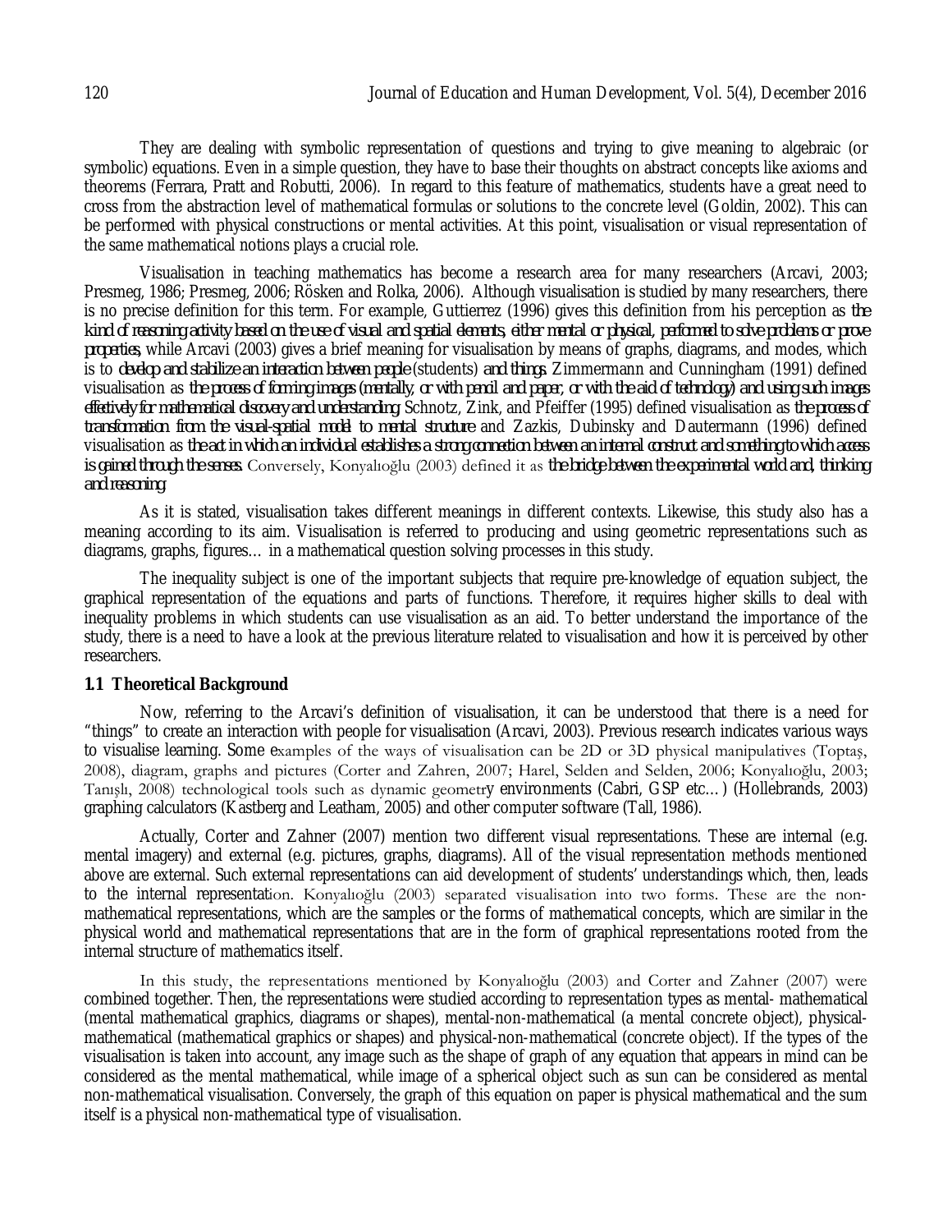They are dealing with symbolic representation of questions and trying to give meaning to algebraic (or symbolic) equations. Even in a simple question, they have to base their thoughts on abstract concepts like axioms and theorems (Ferrara, Pratt and Robutti, 2006). In regard to this feature of mathematics, students have a great need to cross from the abstraction level of mathematical formulas or solutions to the concrete level (Goldin, 2002). This can be performed with physical constructions or mental activities. At this point, visualisation or visual representation of the same mathematical notions plays a crucial role.

Visualisation in teaching mathematics has become a research area for many researchers (Arcavi, 2003; Presmeg, 1986; Presmeg, 2006; Rösken and Rolka, 2006). Although visualisation is studied by many researchers, there is no precise definition for this term. For example, Guttierrez (1996) gives this definition from his perception as *the kind of reasoning activity based on the use of visual and spatial elements, either mental or physical, performed to solve problems or prove properties,* while Arcavi (2003) gives a brief meaning for visualisation by means of graphs, diagrams, and modes, which is to *develop and stabilize an interaction between people* (students) *and things.* Zimmermann and Cunningham (1991) defined visualisation as *the process of forming images (mentally, or with pencil and paper, or with the aid of technology) and using such images effectively for mathematical discovery and understanding.* Schnotz, Zink, and Pfeiffer (1995) defined visualisation as *the process of transformation from the visual-spatial model to mental structure* and Zazkis, Dubinsky and Dautermann (1996) defined visualisation as *the act in which an individual establishes a strong connection between an internal construct and something to which access is gained through the senses.* Conversely, Konyalıoğlu (2003) defined it as *the bridge between the experimental world and, thinking and reasoning.*

As it is stated, visualisation takes different meanings in different contexts. Likewise, this study also has a meaning according to its aim. Visualisation is referred to producing and using geometric representations such as diagrams, graphs, figures… in a mathematical question solving processes in this study.

The inequality subject is one of the important subjects that require pre-knowledge of equation subject, the graphical representation of the equations and parts of functions. Therefore, it requires higher skills to deal with inequality problems in which students can use visualisation as an aid. To better understand the importance of the study, there is a need to have a look at the previous literature related to visualisation and how it is perceived by other researchers.

### 1.1 Theoretical Background

Now, referring to the Arcavi's definition of visualisation, it can be understood that there is a need for "things" to create an interaction with people for visualisation (Arcavi, 2003). Previous research indicates various ways to visualise learning. Some examples of the ways of visualisation can be 2D or 3D physical manipulatives (Toptaş, 2008), diagram, graphs and pictures (Corter and Zahren, 2007; Harel, Selden and Selden, 2006; Konyalıoğlu, 2003; Tanışlı, 2008) technological tools such as dynamic geometry environments (Cabri, GSP etc…) (Hollebrands, 2003) graphing calculators (Kastberg and Leatham, 2005) and other computer software (Tall, 1986).

Actually, Corter and Zahner (2007) mention two different visual representations. These are internal (e.g. mental imagery) and external (e.g. pictures, graphs, diagrams). All of the visual representation methods mentioned above are external. Such external representations can aid development of students' understandings which, then, leads to the internal representation. Konyalıoğlu (2003) separated visualisation into two forms. These are the non-mathematical representations, which are the samples or the forms of mathematical concepts, which are similar in the physical world and mathematical representations that are in the form of graphical representations rooted from the internal structure of mathematics itself.

In this study, the representations mentioned by Konyalıoğlu (2003) and Corter and Zahner (2007) were combined together. Then, the representations were studied according to representation types as mental- mathematical (mental mathematical graphics, diagrams or shapes), mental-non-mathematical (a mental concrete object), physical-mathematical (mathematical graphics or shapes) and physical-non-mathematical (concrete object). If the types of the visualisation is taken into account, any image such as the shape of graph of any equation that appears in mind can be considered as the mental mathematical, while image of a spherical object such as sun can be considered as mental non-mathematical visualisation. Conversely, the graph of this equation on paper is physical mathematical and the sum itself is a physical non-mathematical type of visualisation.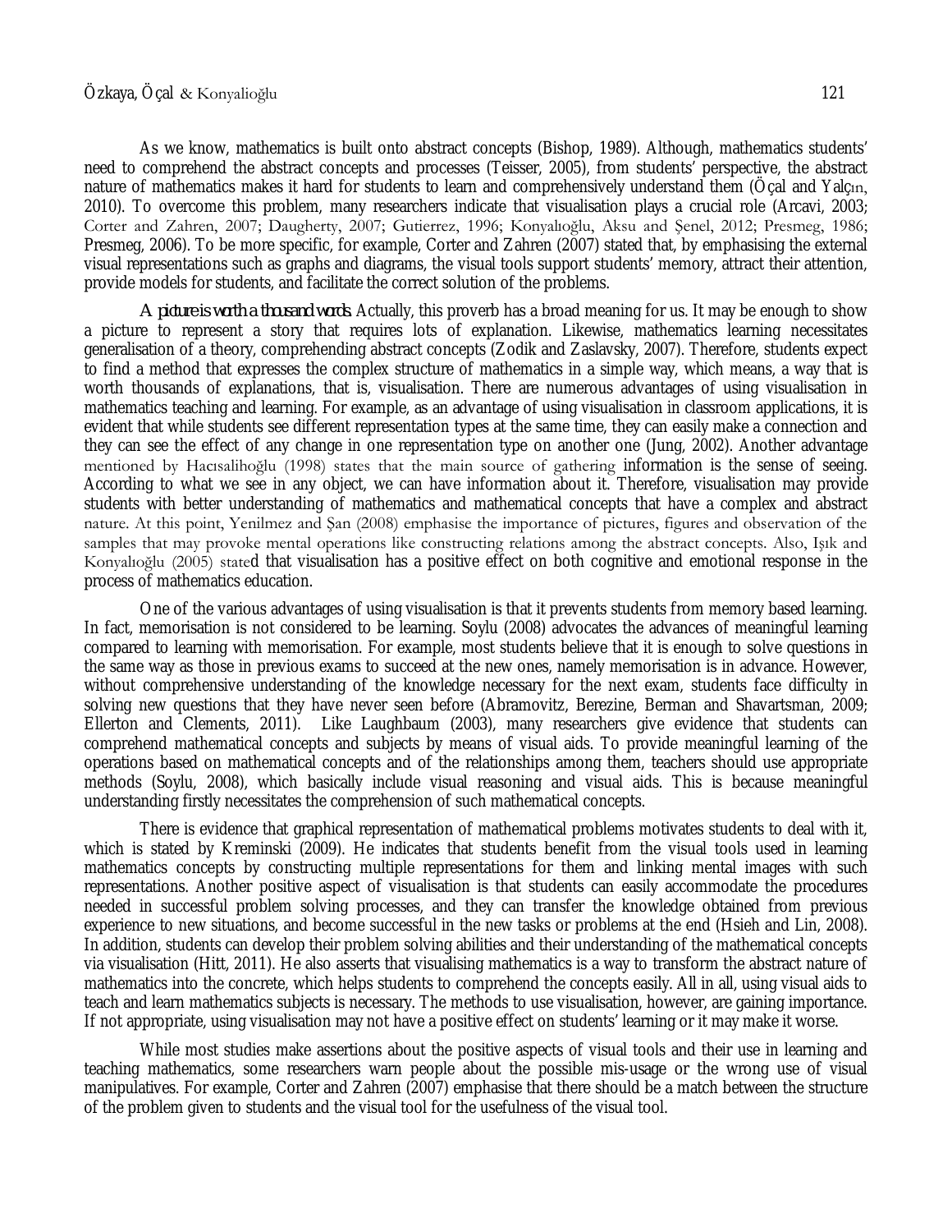As we know, mathematics is built onto abstract concepts (Bishop, 1989). Although, mathematics students' need to comprehend the abstract concepts and processes (Teisser, 2005), from students' perspective, the abstract nature of mathematics makes it hard for students to learn and comprehensively understand them (Öçal and Yalçın, 2010). To overcome this problem, many researchers indicate that visualisation plays a crucial role (Arcavi, 2003; Corter and Zahren, 2007; Daugherty, 2007; Gutierrez, 1996; Konyalıoğlu, Aksu and Şenel, 2012; Presmeg, 1986; Presmeg, 2006). To be more specific, for example, Corter and Zahren (2007) stated that, by emphasising the external visual representations such as graphs and diagrams, the visual tools support students' memory, attract their attention, provide models for students, and facilitate the correct solution of the problems.

*A picture is worth a thousand words.* Actually, this proverb has a broad meaning for us. It may be enough to show a picture to represent a story that requires lots of explanation. Likewise, mathematics learning necessitates generalisation of a theory, comprehending abstract concepts (Zodik and Zaslavsky, 2007). Therefore, students expect to find a method that expresses the complex structure of mathematics in a simple way, which means, a way that is worth thousands of explanations, that is, visualisation. There are numerous advantages of using visualisation in mathematics teaching and learning. For example, as an advantage of using visualisation in classroom applications, it is evident that while students see different representation types at the same time, they can easily make a connection and they can see the effect of any change in one representation type on another one (Jung, 2002). Another advantage mentioned by Hacısalihoğlu (1998) states that the main source of gathering information is the sense of seeing. According to what we see in any object, we can have information about it. Therefore, visualisation may provide students with better understanding of mathematics and mathematical concepts that have a complex and abstract nature. At this point, Yenilmez and Şan (2008) emphasise the importance of pictures, figures and observation of the samples that may provoke mental operations like constructing relations among the abstract concepts. Also, Işık and Konyalıoğlu (2005) stated that visualisation has a positive effect on both cognitive and emotional response in the process of mathematics education.

One of the various advantages of using visualisation is that it prevents students from memory based learning. In fact, memorisation is not considered to be learning. Soylu (2008) advocates the advances of meaningful learning compared to learning with memorisation. For example, most students believe that it is enough to solve questions in the same way as those in previous exams to succeed at the new ones, namely memorisation is in advance. However, without comprehensive understanding of the knowledge necessary for the next exam, students face difficulty in solving new questions that they have never seen before (Abramovitz, Berezine, Berman and Shavartsman, 2009; Ellerton and Clements, 2011). Like Laughbaum (2003), many researchers give evidence that students can comprehend mathematical concepts and subjects by means of visual aids. To provide meaningful learning of the operations based on mathematical concepts and of the relationships among them, teachers should use appropriate methods (Soylu, 2008), which basically include visual reasoning and visual aids. This is because meaningful understanding firstly necessitates the comprehension of such mathematical concepts.

There is evidence that graphical representation of mathematical problems motivates students to deal with it, which is stated by Kreminski (2009). He indicates that students benefit from the visual tools used in learning mathematics concepts by constructing multiple representations for them and linking mental images with such representations. Another positive aspect of visualisation is that students can easily accommodate the procedures needed in successful problem solving processes, and they can transfer the knowledge obtained from previous experience to new situations, and become successful in the new tasks or problems at the end (Hsieh and Lin, 2008). In addition, students can develop their problem solving abilities and their understanding of the mathematical concepts via visualisation (Hitt, 2011). He also asserts that visualising mathematics is a way to transform the abstract nature of mathematics into the concrete, which helps students to comprehend the concepts easily. All in all, using visual aids to teach and learn mathematics subjects is necessary. The methods to use visualisation, however, are gaining importance. If not appropriate, using visualisation may not have a positive effect on students' learning or it may make it worse.

While most studies make assertions about the positive aspects of visual tools and their use in learning and teaching mathematics, some researchers warn people about the possible mis-usage or the wrong use of visual manipulatives. For example, Corter and Zahren (2007) emphasise that there should be a match between the structure of the problem given to students and the visual tool for the usefulness of the visual tool.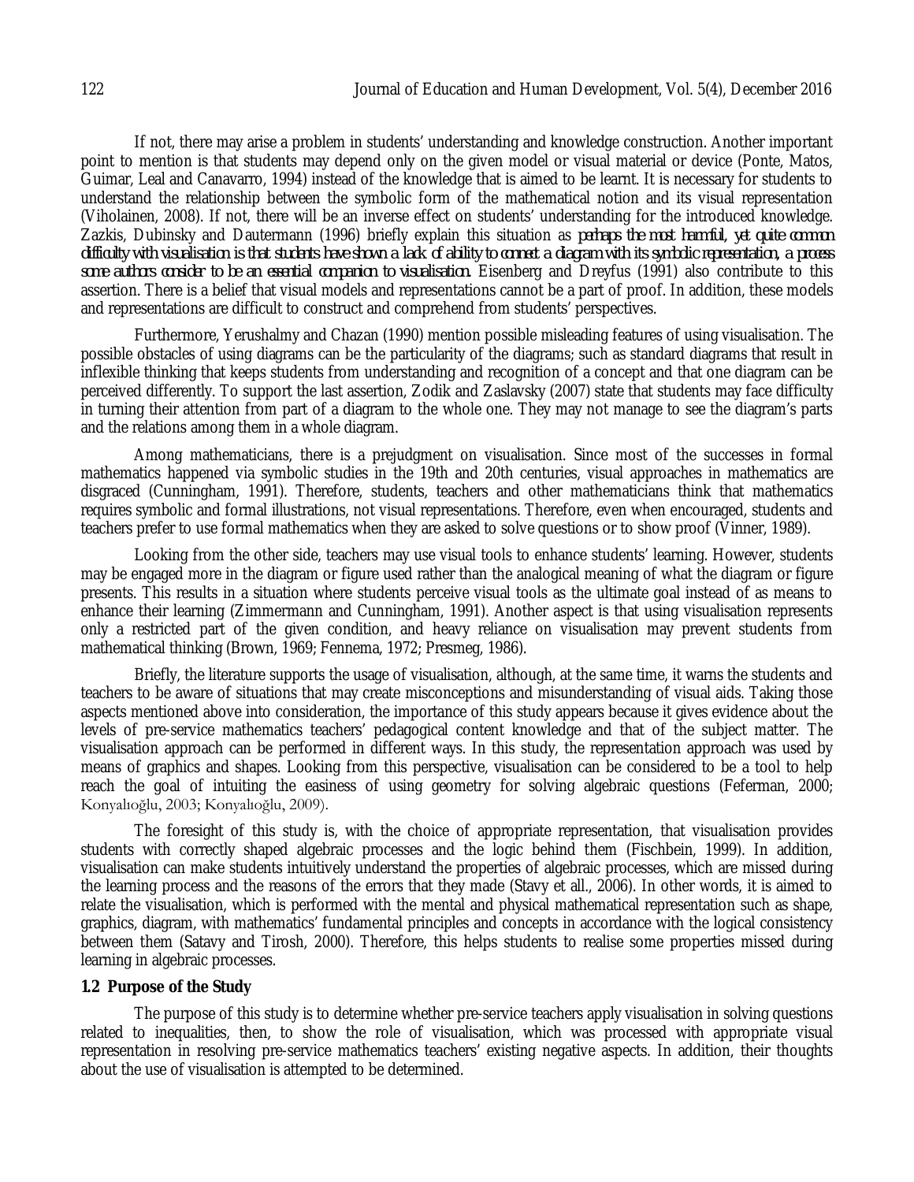If not, there may arise a problem in students' understanding and knowledge construction. Another important point to mention is that students may depend only on the given model or visual material or device (Ponte, Matos, Guimar, Leal and Canavarro, 1994) instead of the knowledge that is aimed to be learnt. It is necessary for students to understand the relationship between the symbolic form of the mathematical notion and its visual representation (Viholainen, 2008). If not, there will be an inverse effect on students' understanding for the introduced knowledge. Zazkis, Dubinsky and Dautermann (1996) briefly explain this situation as *perhaps the most harmful, yet quite common difficulty with visualisation is that students have shown a lack of ability to connect a diagram with its symbolic representation, a process some authors consider to be an essential companion to visualisation.* Eisenberg and Dreyfus (1991) also contribute to this assertion. There is a belief that visual models and representations cannot be a part of proof. In addition, these models and representations are difficult to construct and comprehend from students' perspectives.

Furthermore, Yerushalmy and Chazan (1990) mention possible misleading features of using visualisation. The possible obstacles of using diagrams can be the particularity of the diagrams; such as standard diagrams that result in inflexible thinking that keeps students from understanding and recognition of a concept and that one diagram can be perceived differently. To support the last assertion, Zodik and Zaslavsky (2007) state that students may face difficulty in turning their attention from part of a diagram to the whole one. They may not manage to see the diagram's parts and the relations among them in a whole diagram.

Among mathematicians, there is a prejudgment on visualisation. Since most of the successes in formal mathematics happened via symbolic studies in the 19th and 20th centuries, visual approaches in mathematics are disgraced (Cunningham, 1991). Therefore, students, teachers and other mathematicians think that mathematics requires symbolic and formal illustrations, not visual representations. Therefore, even when encouraged, students and teachers prefer to use formal mathematics when they are asked to solve questions or to show proof (Vinner, 1989).

Looking from the other side, teachers may use visual tools to enhance students' learning. However, students may be engaged more in the diagram or figure used rather than the analogical meaning of what the diagram or figure presents. This results in a situation where students perceive visual tools as the ultimate goal instead of as means to enhance their learning (Zimmermann and Cunningham, 1991). Another aspect is that using visualisation represents only a restricted part of the given condition, and heavy reliance on visualisation may prevent students from mathematical thinking (Brown, 1969; Fennema, 1972; Presmeg, 1986).

Briefly, the literature supports the usage of visualisation, although, at the same time, it warns the students and teachers to be aware of situations that may create misconceptions and misunderstanding of visual aids. Taking those aspects mentioned above into consideration, the importance of this study appears because it gives evidence about the levels of pre-service mathematics teachers' pedagogical content knowledge and that of the subject matter. The visualisation approach can be performed in different ways. In this study, the representation approach was used by means of graphics and shapes. Looking from this perspective, visualisation can be considered to be a tool to help reach the goal of intuiting the easiness of using geometry for solving algebraic questions (Feferman, 2000; Konyalıoğlu, 2003; Konyalıoğlu, 2009).

The foresight of this study is, with the choice of appropriate representation, that visualisation provides students with correctly shaped algebraic processes and the logic behind them (Fischbein, 1999). In addition, visualisation can make students intuitively understand the properties of algebraic processes, which are missed during the learning process and the reasons of the errors that they made (Stavy et all., 2006). In other words, it is aimed to relate the visualisation, which is performed with the mental and physical mathematical representation such as shape, graphics, diagram, with mathematics' fundamental principles and concepts in accordance with the logical consistency between them (Satavy and Tirosh, 2000). Therefore, this helps students to realise some properties missed during learning in algebraic processes.

### 1.2 Purpose of the Study

The purpose of this study is to determine whether pre-service teachers apply visualisation in solving questions related to inequalities, then, to show the role of visualisation, which was processed with appropriate visual representation in resolving pre-service mathematics teachers' existing negative aspects. In addition, their thoughts about the use of visualisation is attempted to be determined.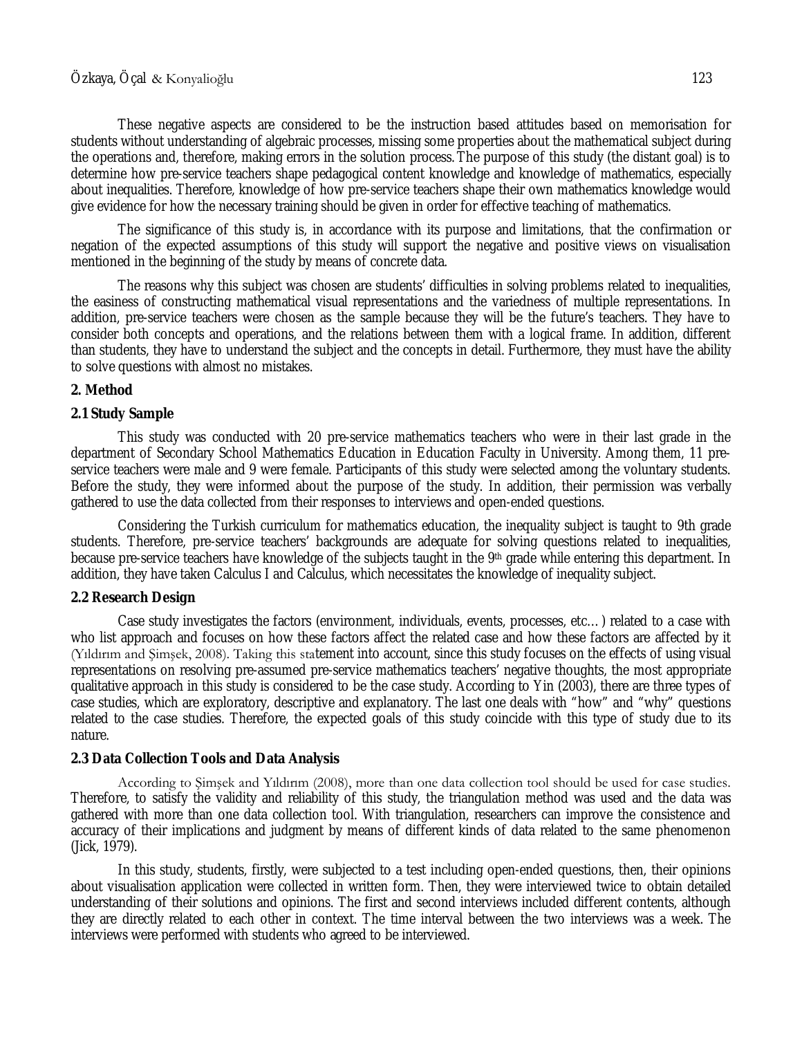These negative aspects are considered to be the instruction based attitudes based on memorisation for students without understanding of algebraic processes, missing some properties about the mathematical subject during the operations and, therefore, making errors in the solution process. The purpose of this study (the distant goal) is to determine how pre-service teachers shape pedagogical content knowledge and knowledge of mathematics, especially about inequalities. Therefore, knowledge of how pre-service teachers shape their own mathematics knowledge would give evidence for how the necessary training should be given in order for effective teaching of mathematics.

The significance of this study is, in accordance with its purpose and limitations, that the confirmation or negation of the expected assumptions of this study will support the negative and positive views on visualisation mentioned in the beginning of the study by means of concrete data.

The reasons why this subject was chosen are students' difficulties in solving problems related to inequalities, the easiness of constructing mathematical visual representations and the variedness of multiple representations. In addition, pre-service teachers were chosen as the sample because they will be the future's teachers. They have to consider both concepts and operations, and the relations between them with a logical frame. In addition, different than students, they have to understand the subject and the concepts in detail. Furthermore, they must have the ability to solve questions with almost no mistakes.

## 2. Method

### 2.1 Study Sample

This study was conducted with 20 pre-service mathematics teachers who were in their last grade in the department of Secondary School Mathematics Education in Education Faculty in University. Among them, 11 pre-service teachers were male and 9 were female. Participants of this study were selected among the voluntary students. Before the study, they were informed about the purpose of the study. In addition, their permission was verbally gathered to use the data collected from their responses to interviews and open-ended questions.

Considering the Turkish curriculum for mathematics education, the inequality subject is taught to 9th grade students. Therefore, pre-service teachers' backgrounds are adequate for solving questions related to inequalities, because pre-service teachers have knowledge of the subjects taught in the 9th grade while entering this department. In addition, they have taken Calculus I and Calculus, which necessitates the knowledge of inequality subject.

### 2.2 Research Design

Case study investigates the factors (environment, individuals, events, processes, etc…) related to a case with who list approach and focuses on how these factors affect the related case and how these factors are affected by it (Yıldırım and Şimşek, 2008). Taking this statement into account, since this study focuses on the effects of using visual representations on resolving pre-assumed pre-service mathematics teachers' negative thoughts, the most appropriate qualitative approach in this study is considered to be the case study. According to Yin (2003), there are three types of case studies, which are exploratory, descriptive and explanatory. The last one deals with "how" and "why" questions related to the case studies. Therefore, the expected goals of this study coincide with this type of study due to its nature.

### 2.3 Data Collection Tools and Data Analysis

According to Şimşek and Yıldırım (2008), more than one data collection tool should be used for case studies. Therefore, to satisfy the validity and reliability of this study, the triangulation method was used and the data was gathered with more than one data collection tool. With triangulation, researchers can improve the consistence and accuracy of their implications and judgment by means of different kinds of data related to the same phenomenon (Jick, 1979).

In this study, students, firstly, were subjected to a test including open-ended questions, then, their opinions about visualisation application were collected in written form. Then, they were interviewed twice to obtain detailed understanding of their solutions and opinions. The first and second interviews included different contents, although they are directly related to each other in context. The time interval between the two interviews was a week. The interviews were performed with students who agreed to be interviewed.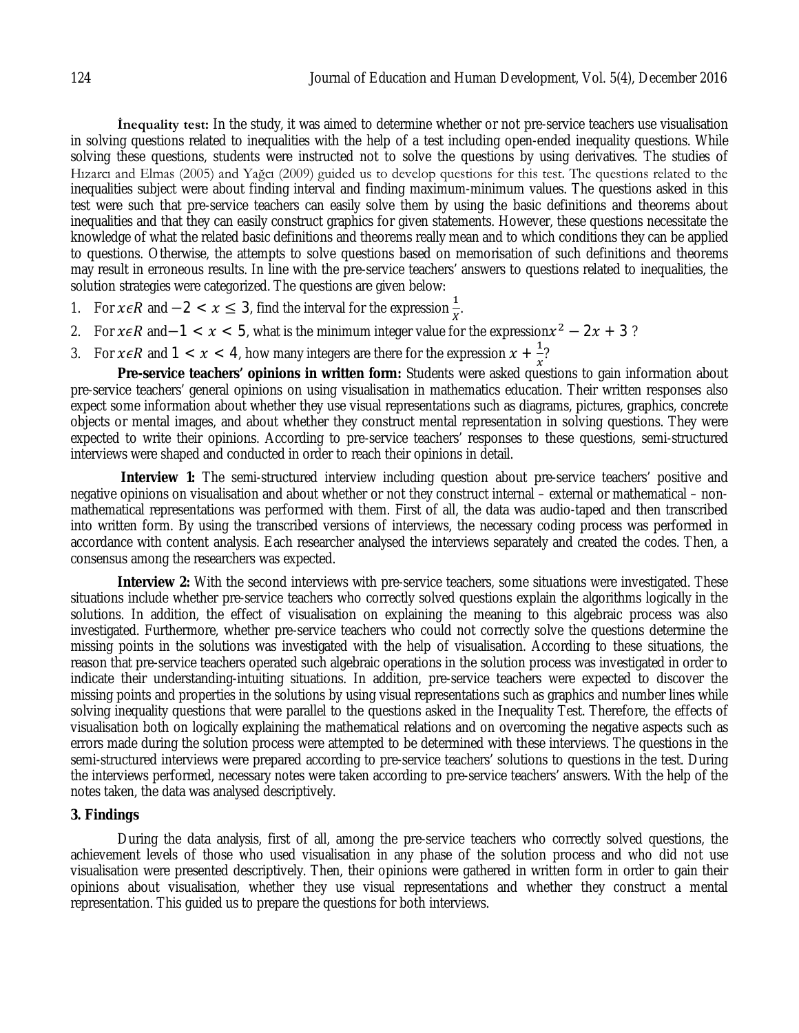**İnequality test:** In the study, it was aimed to determine whether or not pre-service teachers use visualisation in solving questions related to inequalities with the help of a test including open-ended inequality questions. While solving these questions, students were instructed not to solve the questions by using derivatives. The studies of Hızarcı and Elmas (2005) and Yağcı (2009) guided us to develop questions for this test. The questions related to the inequalities subject were about finding interval and finding maximum-minimum values. The questions asked in this test were such that pre-service teachers can easily solve them by using the basic definitions and theorems about inequalities and that they can easily construct graphics for given statements. However, these questions necessitate the knowledge of what the related basic definitions and theorems really mean and to which conditions they can be applied to questions. Otherwise, the attempts to solve questions based on memorisation of such definitions and theorems may result in erroneous results. In line with the pre-service teachers' answers to questions related to inequalities, the solution strategies were categorized. The questions are given below:

1. For $x \epsilon R$ and $-2 < x \leq 3$, find the interval for the expression $\frac{1}{x}$.
2. For $x \epsilon R$ and $-1 < x < 5$, what is the minimum integer value for the expression $x^2 - 2x + 3$ ?
3. For $x \epsilon R$ and $1 < x < 4$, how many integers are there for the expression $x + \frac{1}{x}$?

**Pre-service teachers' opinions in written form:** Students were asked questions to gain information about pre-service teachers' general opinions on using visualisation in mathematics education. Their written responses also expect some information about whether they use visual representations such as diagrams, pictures, graphics, concrete objects or mental images, and about whether they construct mental representation in solving questions. They were expected to write their opinions. According to pre-service teachers' responses to these questions, semi-structured interviews were shaped and conducted in order to reach their opinions in detail.

**Interview 1:** The semi-structured interview including question about pre-service teachers' positive and negative opinions on visualisation and about whether or not they construct internal – external or mathematical – non-mathematical representations was performed with them. First of all, the data was audio-taped and then transcribed into written form. By using the transcribed versions of interviews, the necessary coding process was performed in accordance with content analysis. Each researcher analysed the interviews separately and created the codes. Then, a consensus among the researchers was expected.

**Interview 2:** With the second interviews with pre-service teachers, some situations were investigated. These situations include whether pre-service teachers who correctly solved questions explain the algorithms logically in the solutions. In addition, the effect of visualisation on explaining the meaning to this algebraic process was also investigated. Furthermore, whether pre-service teachers who could not correctly solve the questions determine the missing points in the solutions was investigated with the help of visualisation. According to these situations, the reason that pre-service teachers operated such algebraic operations in the solution process was investigated in order to indicate their understanding-intuiting situations. In addition, pre-service teachers were expected to discover the missing points and properties in the solutions by using visual representations such as graphics and number lines while solving inequality questions that were parallel to the questions asked in the Inequality Test. Therefore, the effects of visualisation both on logically explaining the mathematical relations and on overcoming the negative aspects such as errors made during the solution process were attempted to be determined with these interviews. The questions in the semi-structured interviews were prepared according to pre-service teachers' solutions to questions in the test. During the interviews performed, necessary notes were taken according to pre-service teachers' answers. With the help of the notes taken, the data was analysed descriptively.

## 3. Findings

During the data analysis, first of all, among the pre-service teachers who correctly solved questions, the achievement levels of those who used visualisation in any phase of the solution process and who did not use visualisation were presented descriptively. Then, their opinions were gathered in written form in order to gain their opinions about visualisation, whether they use visual representations and whether they construct a mental representation. This guided us to prepare the questions for both interviews.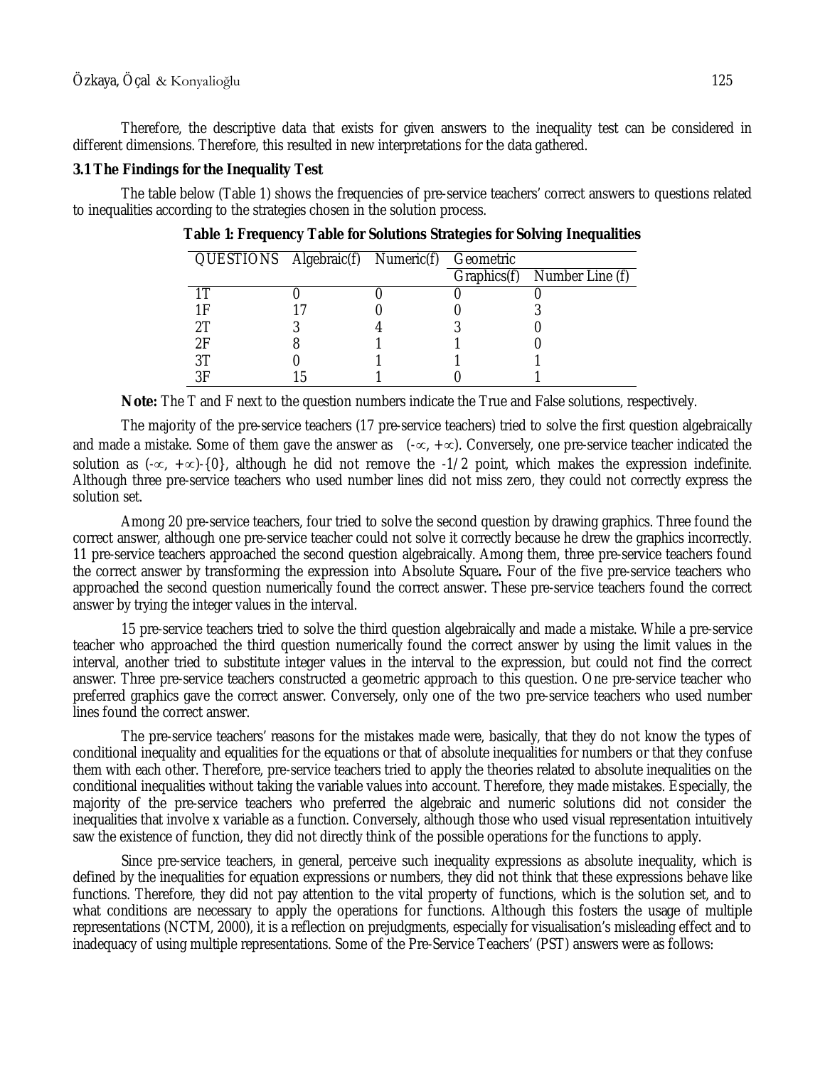Therefore, the descriptive data that exists for given answers to the inequality test can be considered in different dimensions. Therefore, this resulted in new interpretations for the data gathered.

### 3.1 The Findings for the Inequality Test

The table below (Table 1) shows the frequencies of pre-service teachers' correct answers to questions related to inequalities according to the strategies chosen in the solution process.

**Table 1: Frequency Table for Solutions Strategies for Solving Inequalities**

| QUESTIONS | Algebraic(f) | Numeric(f) | Geometric | |
|---|---|---|---|---|
| | | | Graphics(f) | Number Line (f) |
| 1T | 0 | 0 | 0 | 0 |
| 1F | 17 | 0 | 0 | 3 |
| 2T | 3 | 4 | 3 | 0 |
| 2F | 8 | 1 | 1 | 0 |
| 3T | 0 | 1 | 1 | 1 |
| 3F | 15 | 1 | 0 | 1 |

**Note:** The T and F next to the question numbers indicate the True and False solutions, respectively.

The majority of the pre-service teachers (17 pre-service teachers) tried to solve the first question algebraically and made a mistake. Some of them gave the answer as $(-\infty, +\infty)$. Conversely, one pre-service teacher indicated the solution as $(-\infty, +\infty)-\{0\}$, although he did not remove the $-1/2$ point, which makes the expression indefinite. Although three pre-service teachers who used number lines did not miss zero, they could not correctly express the solution set.

Among 20 pre-service teachers, four tried to solve the second question by drawing graphics. Three found the correct answer, although one pre-service teacher could not solve it correctly because he drew the graphics incorrectly. 11 pre-service teachers approached the second question algebraically. Among them, three pre-service teachers found the correct answer by transforming the expression into Absolute Square**.** Four of the five pre-service teachers who approached the second question numerically found the correct answer. These pre-service teachers found the correct answer by trying the integer values in the interval.

15 pre-service teachers tried to solve the third question algebraically and made a mistake. While a pre-service teacher who approached the third question numerically found the correct answer by using the limit values in the interval, another tried to substitute integer values in the interval to the expression, but could not find the correct answer. Three pre-service teachers constructed a geometric approach to this question. One pre-service teacher who preferred graphics gave the correct answer. Conversely, only one of the two pre-service teachers who used number lines found the correct answer.

The pre-service teachers' reasons for the mistakes made were, basically, that they do not know the types of conditional inequality and equalities for the equations or that of absolute inequalities for numbers or that they confuse them with each other. Therefore, pre-service teachers tried to apply the theories related to absolute inequalities on the conditional inequalities without taking the variable values into account. Therefore, they made mistakes. Especially, the majority of the pre-service teachers who preferred the algebraic and numeric solutions did not consider the inequalities that involve x variable as a function. Conversely, although those who used visual representation intuitively saw the existence of function, they did not directly think of the possible operations for the functions to apply.

Since pre-service teachers, in general, perceive such inequality expressions as absolute inequality, which is defined by the inequalities for equation expressions or numbers, they did not think that these expressions behave like functions. Therefore, they did not pay attention to the vital property of functions, which is the solution set, and to what conditions are necessary to apply the operations for functions. Although this fosters the usage of multiple representations (NCTM, 2000), it is a reflection on prejudgments, especially for visualisation's misleading effect and to inadequacy of using multiple representations. Some of the Pre-Service Teachers' (PST) answers were as follows: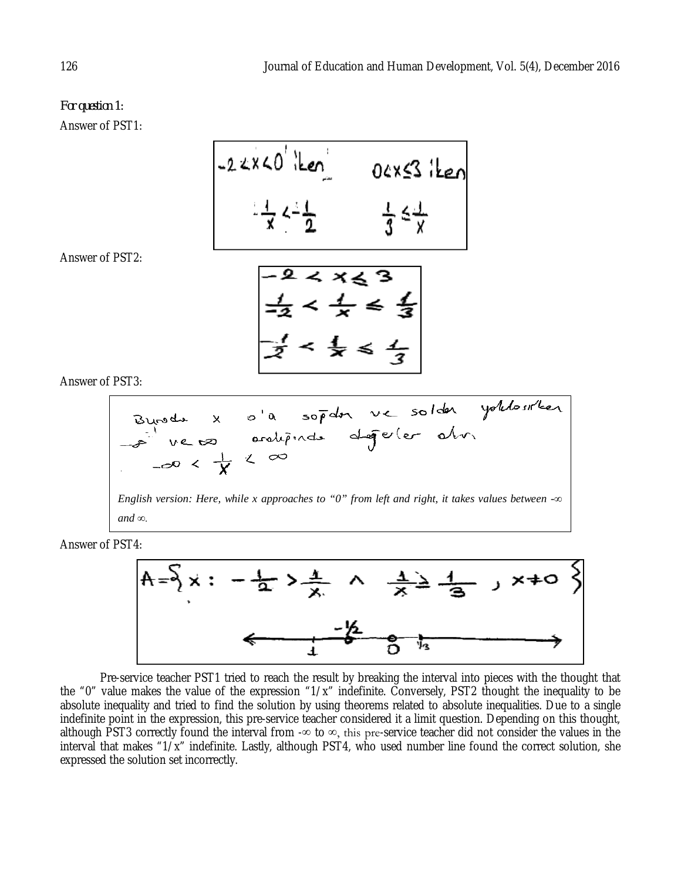*For question 1:*

Answer of PST1:

$-2<x<0$ iken $\quad 0<x\leq 3$ iken

$-\frac{1}{x}<-\frac{1}{2} \quad \frac{1}{3}\leq\frac{1}{x}$

Answer of PST2:

$-2<x\leq 3$

$\frac{1}{-2}<\frac{1}{x}\leq\frac{1}{3}$

$-\frac{1}{2}<\frac{1}{x}\leq\frac{1}{3}$

Answer of PST3:

Burada x 0'a sağdan ve soldan yaklaşırken $-\infty$ ve $\infty$ aralığında değerler alır.

$-\infty<\frac{1}{x}<\infty$

*English version: Here, while x approaches to "0" from left and right, it takes values between $-\infty$ and $\infty$.*

Answer of PST4:

$A=\{x: -\frac{1}{2}>\frac{1}{x} \wedge \frac{1}{x}\geq\frac{1}{3}, x\neq 0\}$

Pre-service teacher PST1 tried to reach the result by breaking the interval into pieces with the thought that the "0" value makes the value of the expression "1/x" indefinite. Conversely, PST2 thought the inequality to be absolute inequality and tried to find the solution by using theorems related to absolute inequalities. Due to a single indefinite point in the expression, this pre-service teacher considered it a limit question. Depending on this thought, although PST3 correctly found the interval from $-\infty$ to $\infty$, this pre-service teacher did not consider the values in the interval that makes "1/x" indefinite. Lastly, although PST4, who used number line found the correct solution, she expressed the solution set incorrectly.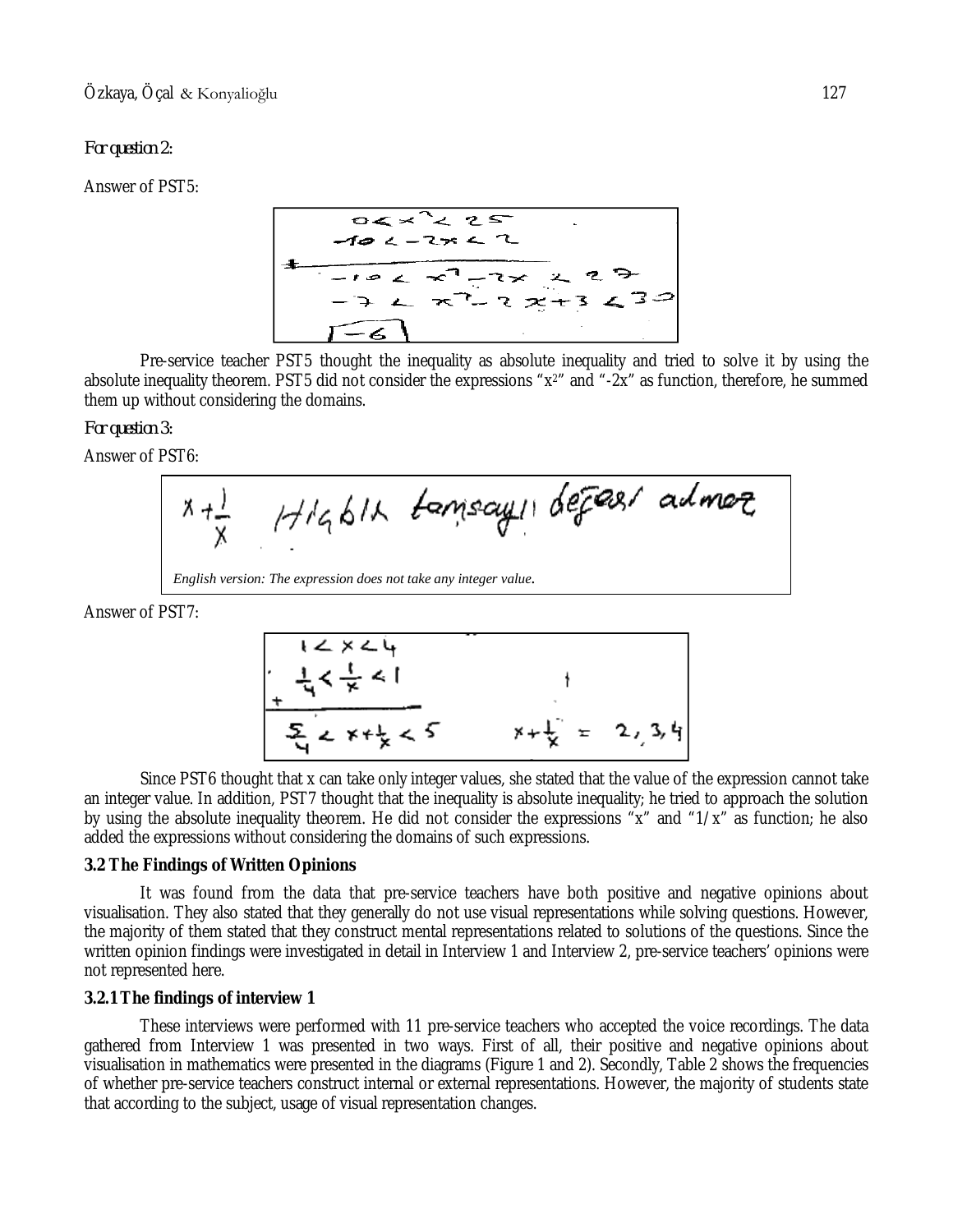*For question 2:*

Answer of PST5:

$$0 < x^2 < 25$$
$$-10 < -2x < 2$$
$$-10 < x^2 - 2x < 27$$
$$-7 < x^2 - 2x + 3 < 30$$
$$\boxed{-6}$$

Pre-service teacher PST5 thought the inequality as absolute inequality and tried to solve it by using the absolute inequality theorem. PST5 did not consider the expressions "$x^2$" and "$-2x$" as function, therefore, he summed them up without considering the domains.

*For question 3:*

Answer of PST6:

$x + \frac{1}{x}$ Hiçbir tamsayı değeri almaz

*English version: The expression does not take any integer value.*

Answer of PST7:

$$1 < x < 4$$
$$\frac{1}{4} < \frac{1}{x} < 1$$
$$\frac{5}{4} < x + \frac{1}{x} < 5 \qquad x + \frac{1}{x} = 2, 3, 4$$

Since PST6 thought that x can take only integer values, she stated that the value of the expression cannot take an integer value. In addition, PST7 thought that the inequality is absolute inequality; he tried to approach the solution by using the absolute inequality theorem. He did not consider the expressions "x" and "1/x" as function; he also added the expressions without considering the domains of such expressions.

### 3.2 The Findings of Written Opinions

It was found from the data that pre-service teachers have both positive and negative opinions about visualisation. They also stated that they generally do not use visual representations while solving questions. However, the majority of them stated that they construct mental representations related to solutions of the questions. Since the written opinion findings were investigated in detail in Interview 1 and Interview 2, pre-service teachers' opinions were not represented here.

#### 3.2.1 The findings of interview 1

These interviews were performed with 11 pre-service teachers who accepted the voice recordings. The data gathered from Interview 1 was presented in two ways. First of all, their positive and negative opinions about visualisation in mathematics were presented in the diagrams (Figure 1 and 2). Secondly, Table 2 shows the frequencies of whether pre-service teachers construct internal or external representations. However, the majority of students state that according to the subject, usage of visual representation changes.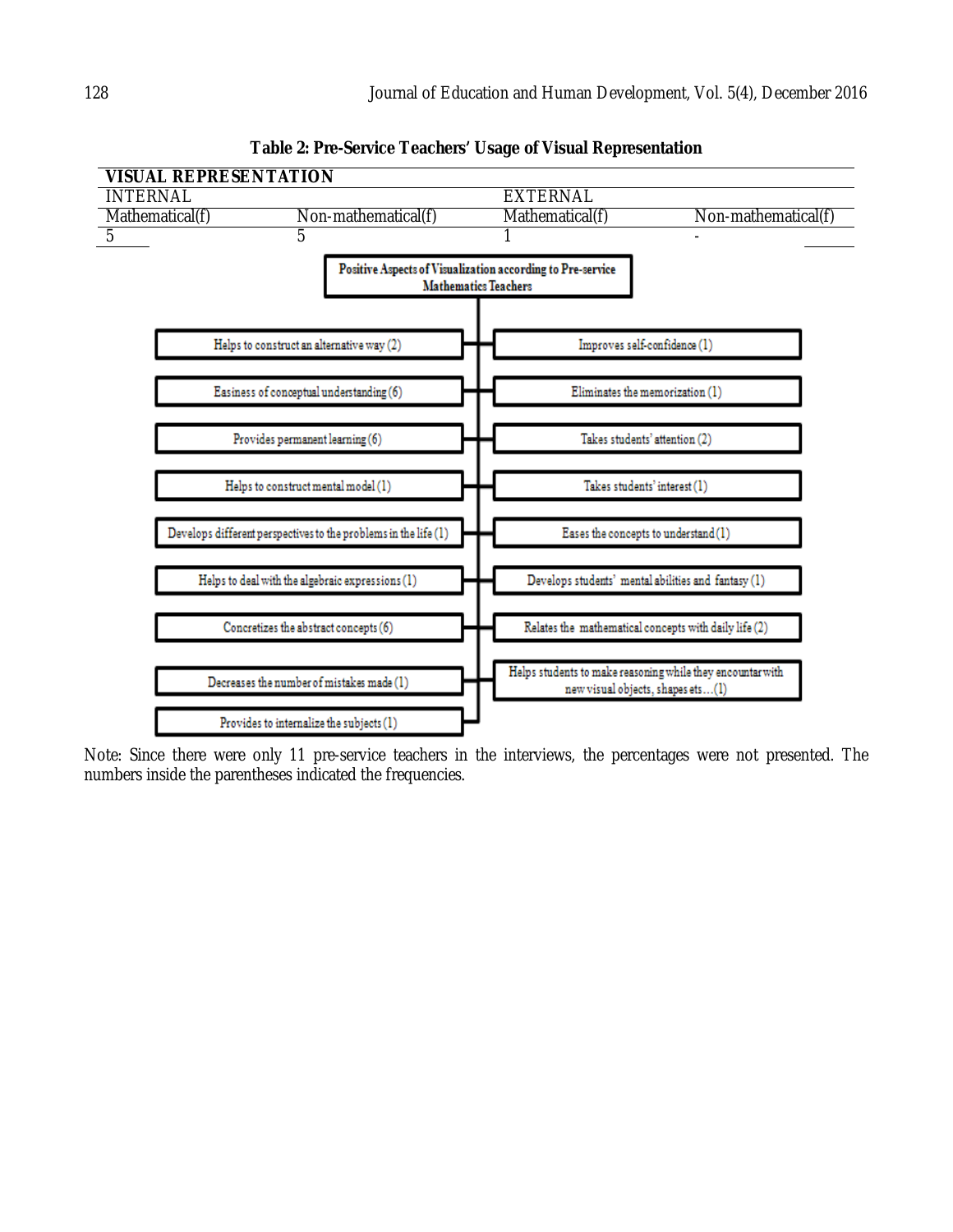**Table 2: Pre-Service Teachers' Usage of Visual Representation**

| VISUAL REPRESENTATION | | | |
|---|---|---|---|
| INTERNAL | | EXTERNAL | |
| Mathematical(f) | Non-mathematical(f) | Mathematical(f) | Non-mathematical(f) |
| 5 | 5 | 1 | - |

**Positive Aspects of Visualization according to Pre-service Mathematics Teachers**

- Helps to construct an alternative way (2)
- Easiness of conceptual understanding (6)
- Provides permanent learning (6)
- Helps to construct mental model (1)
- Develops different perspectives to the problems in the life (1)
- Helps to deal with the algebraic expressions (1)
- Concretizes the abstract concepts (6)
- Decreases the number of mistakes made (1)
- Provides to internalize the subjects (1)
- Improves self-confidence (1)
- Eliminates the memorization (1)
- Takes students' attention (2)
- Takes students' interest (1)
- Eases the concepts to understand (1)
- Develops students' mental abilities and fantasy (1)
- Relates the mathematical concepts with daily life (2)
- Helps students to make reasoning while they encountar with new visual objects, shapes ets…(1)

Note: Since there were only 11 pre-service teachers in the interviews, the percentages were not presented. The numbers inside the parentheses indicated the frequencies.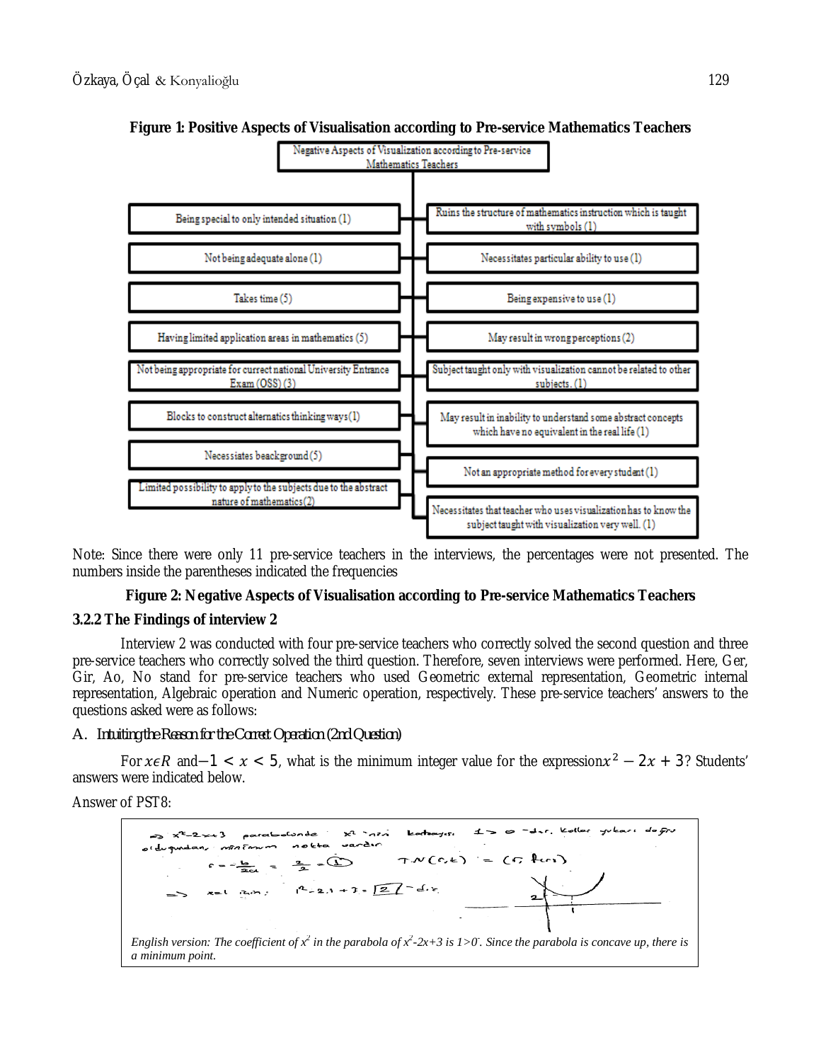**Figure 1: Positive Aspects of Visualisation according to Pre-service Mathematics Teachers**

Negative Aspects of Visualization according to Pre-service Mathematics Teachers

- Being special to only intended situation (1)
- Not being adequate alone (1)
- Takes time (5)
- Having limited application areas in mathematics (5)
- Not being appropriate for current national University Entrance Exam (OSS) (3)
- Blocks to construct alternatics thinking ways (1)
- Necessiates beackground (5)
- Limited possibility to apply to the subjects due to the abstract nature of mathematics (2)
- Ruins the structure of mathematics instruction which is taught with symbols (1)
- Necessitates particular ability to use (1)
- Being expensive to use (1)
- May result in wrong perceptions (2)
- Subject taught only with visualization cannot be related to other subjects. (1)
- May result in inability to understand some abstract concepts which have no equivalent in the real life (1)
- Not an appropriate method for every student (1)
- Necessitates that teacher who uses visualization has to know the subject taught with visualization very well. (1)

Note: Since there were only 11 pre-service teachers in the interviews, the percentages were not presented. The numbers inside the parentheses indicated the frequencies

**Figure 2: Negative Aspects of Visualisation according to Pre-service Mathematics Teachers**

### 3.2.2 The Findings of interview 2

Interview 2 was conducted with four pre-service teachers who correctly solved the second question and three pre-service teachers who correctly solved the third question. Therefore, seven interviews were performed. Here, Ger, Gir, Ao, No stand for pre-service teachers who used Geometric external representation, Geometric internal representation, Algebraic operation and Numeric operation, respectively. These pre-service teachers' answers to the questions asked were as follows:

#### A. *Intuiting the Reason for the Correct Operation (2nd Question)*

For $x \epsilon R$ and $-1 < x < 5$, what is the minimum integer value for the expression $x^2 - 2x + 3$? Students' answers were indicated below.

Answer of PST8:

*English version: The coefficient of $x^2$ in the parabola of $x^2$-2x+3 is 1>0. Since the parabola is concave up, there is a minimum point.*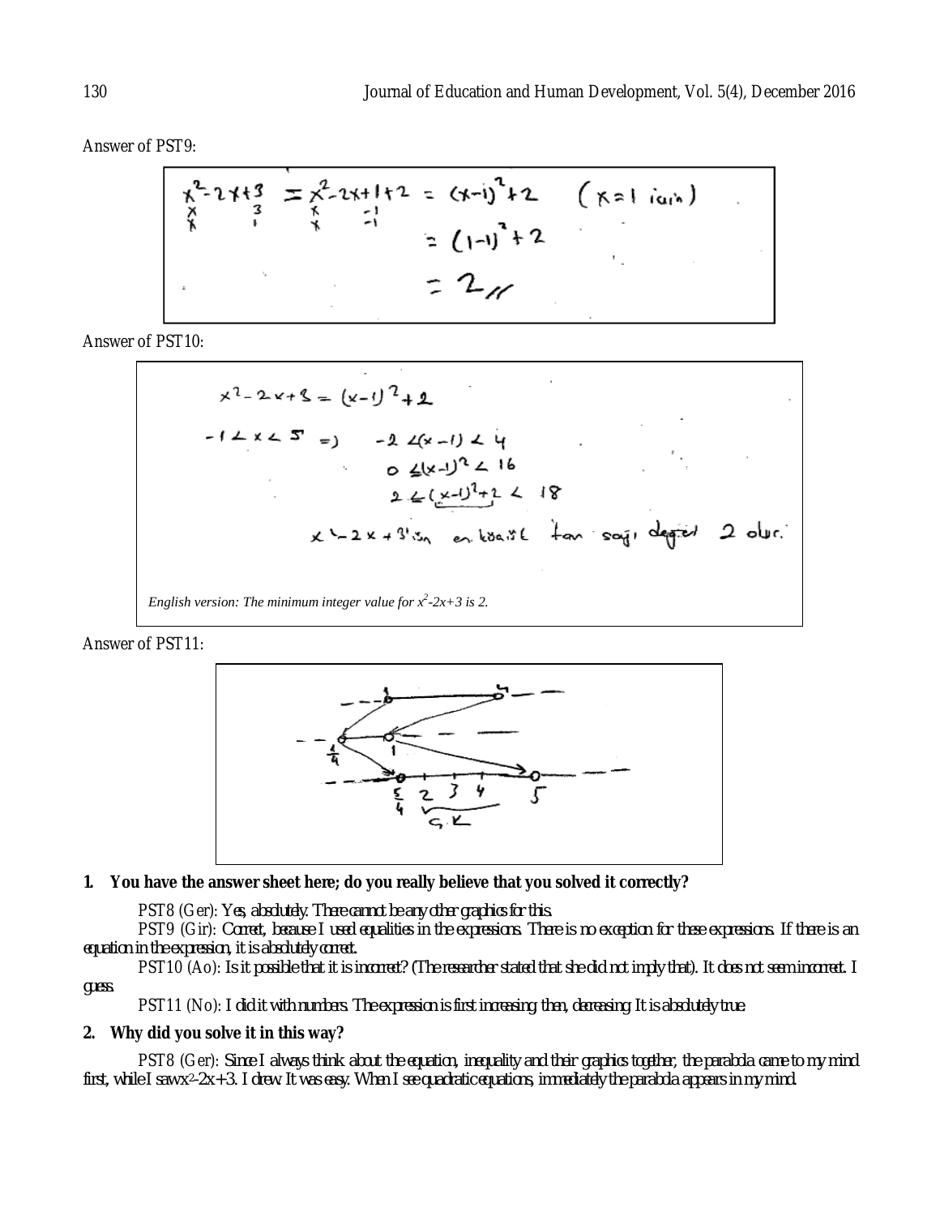Answer of PST9:

$$x^2-2x+3 = x^2-2x+1+2 = (x-1)^2+2 \quad (x=1 \text{ için})$$
$$= (1-1)^2+2$$
$$= 2$$

Answer of PST10:

$$x^2-2x+3 = (x-1)^2+2$$
$$-1 < x < 5 \Rightarrow -2 < (x-1) < 4$$
$$0 \leq (x-1)^2 < 16$$
$$2 \leq (x-1)^2+2 < 18$$

$x^2-2x+3$'ün en küçük tam sayı değeri 2 olur.

*English version: The minimum integer value for $x^2$-2x+3 is 2.*

Answer of PST11:

**1. You have the answer sheet here; do you really believe that you solved it correctly?**

PST8 (Ger): *Yes, absolutely. There cannot be any other graphics for this.*

PST9 (Gir): *Correct, because I used equalities in the expressions. There is no exception for these expressions. If there is an equation in the expression, it is absolutely correct.*

PST10 (Ao): *Is it possible that it is incorrect? (The researcher stated that she did not imply that). It does not seem incorrect. I guess.*

PST11 (No): *I did it with numbers. The expression is first increasing; then, decreasing. It is absolutely true.*

**2. Why did you solve it in this way?**

PST8 (Ger): *Since I always think about the equation, inequality and their graphics together, the parabola came to my mind first, while I saw $x^2$-2x+3. I drew. It was easy. When I see quadratic equations, immediately the parabola appears in my mind.*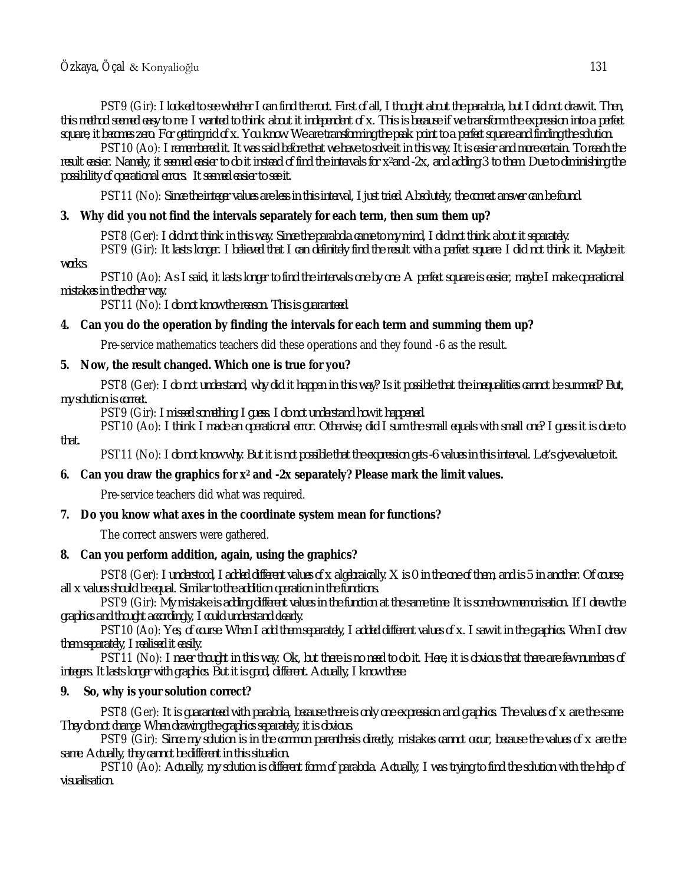PST9 (Gir): *I looked to see whether I can find the root. First of all, I thought about the parabola, but I did not draw it. Then, this method seemed easy to me. I wanted to think about it independent of x. This is because if we transform the expression into a perfect square, it becomes zero. For getting rid of x. You know. We are transforming the peak point to a perfect square and finding the solution.*

PST10 (Ao): *I remembered it. It was said before that we have to solve it in this way. It is easier and more certain. To reach the result easier. Namely, it seemed easier to do it instead of find the intervals for $x^2$and -2x, and adding 3 to them. Due to diminishing the possibility of operational errors. It seemed easier to see it.*

PST11 (No): *Since the integer values are less in this interval, I just tried. Absolutely, the correct answer can be found.*

**3. Why did you not find the intervals separately for each term, then sum them up?**

PST8 (Ger): *I did not think in this way. Since the parabola came to my mind, I did not think about it separately.*

PST9 (Gir): *It lasts longer. I believed that I can definitely find the result with a perfect square. I did not think it. Maybe it works.*

PST10 (Ao): *As I said, it lasts longer to find the intervals one by one. A perfect square is easier, maybe I make operational mistakes in the other way.*

PST11 (No): *I do not know the reason. This is guaranteed.*

**4. Can you do the operation by finding the intervals for each term and summing them up?**

Pre-service mathematics teachers did these operations and they found -6 as the result.

**5. Now, the result changed. Which one is true for you?**

PST8 (Ger): *I do not understand, why did it happen in this way? Is it possible that the inequalities cannot be summed? But, my solution is correct.*

PST9 (Gir): *I missed something, I guess. I do not understand how it happened.*

PST10 (Ao): *I think I made an operational error. Otherwise, did I sum the small equals with small one? I guess it is due to that.*

PST11 (No): *I do not know why. But it is not possible that the expression gets -6 values in this interval. Let's give value to it.*

**6. Can you draw the graphics for $x^2$ and -2x separately? Please mark the limit values.**

Pre-service teachers did what was required.

**7. Do you know what axes in the coordinate system mean for functions?**

The correct answers were gathered.

**8. Can you perform addition, again, using the graphics?**

PST8 (Ger): *I understood, I added different values of x algebraically. X is 0 in the one of them, and is 5 in another. Of course, all x values should be equal. Similar to the addition operation in the functions.*

PST9 (Gir): *My mistake is adding different values in the function at the same time. It is somehow memorisation. If I drew the graphics and thought accordingly, I could understand clearly.*

PST10 (Ao): *Yes, of course. When I add them separately, I added different values of x. I saw it in the graphics. When I drew them separately, I realised it easily.*

PST11 (No): *I never thought in this way. Ok, but there is no need to do it. Here, it is obvious that there are few numbers of integers. It lasts longer with graphics. But it is good, different. Actually, I know these.*

**9. So, why is your solution correct?**

PST8 (Ger): *It is guaranteed with parabola, because there is only one expression and graphics. The values of x are the same. They do not change. When drawing the graphics separately, it is obvious.*

PST9 (Gir): *Since my solution is in the common parenthesis directly, mistakes cannot occur, because the values of x are the same. Actually, they cannot be different in this situation.*

PST10 (Ao): *Actually, my solution is different form of parabola. Actually, I was trying to find the solution with the help of visualisation.*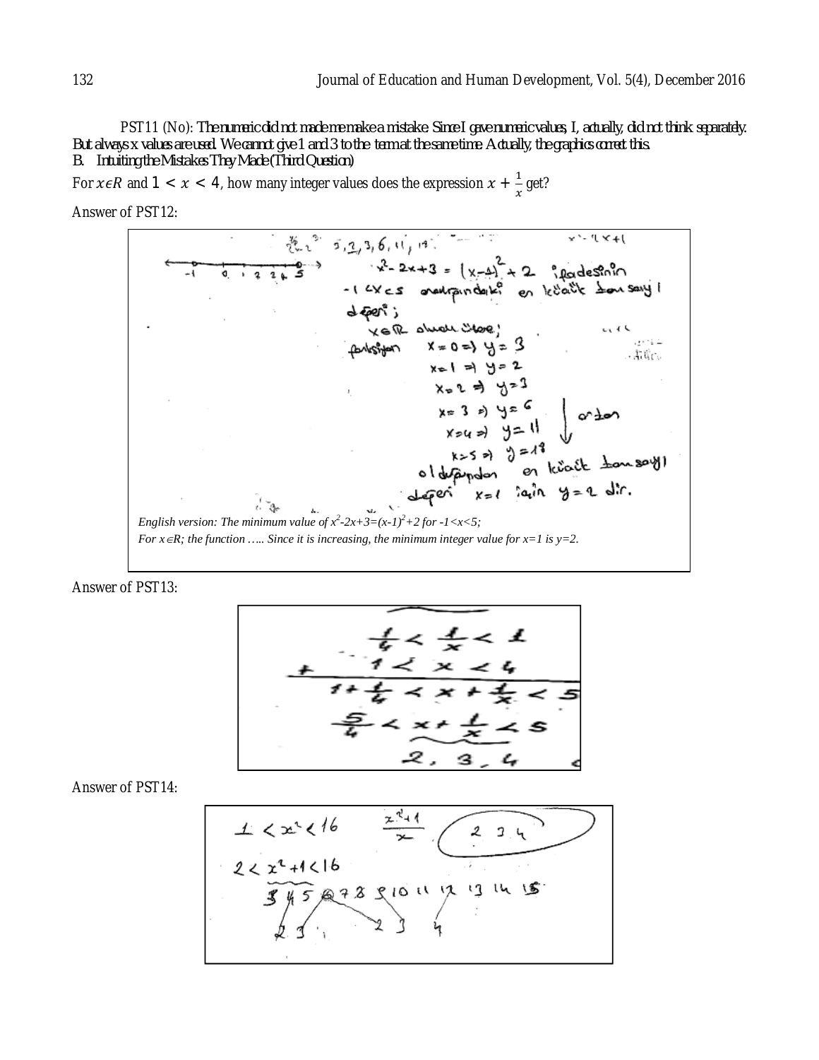PST11 (No): The numeric did not made me make a mistake. Since I gave numeric values, I, actually, did not think separately. But always x values are used. We cannot give 1 and 3 to the term at the same time. Actually, the graphics correct this.

B. Intuiting the Mistakes They Made (Third Question)

For $x \epsilon R$ and $1 < x < 4$, how many integer values does the expression $x + \frac{1}{x}$ get?

Answer of PST12:

*English version: The minimum value of $x^2$-2x+3=(x-1)$^2$+2 for -1<x<5;*
*For x∈R; the function ….. Since it is increasing, the minimum integer value for x=1 is y=2.*

Answer of PST13:

Answer of PST14: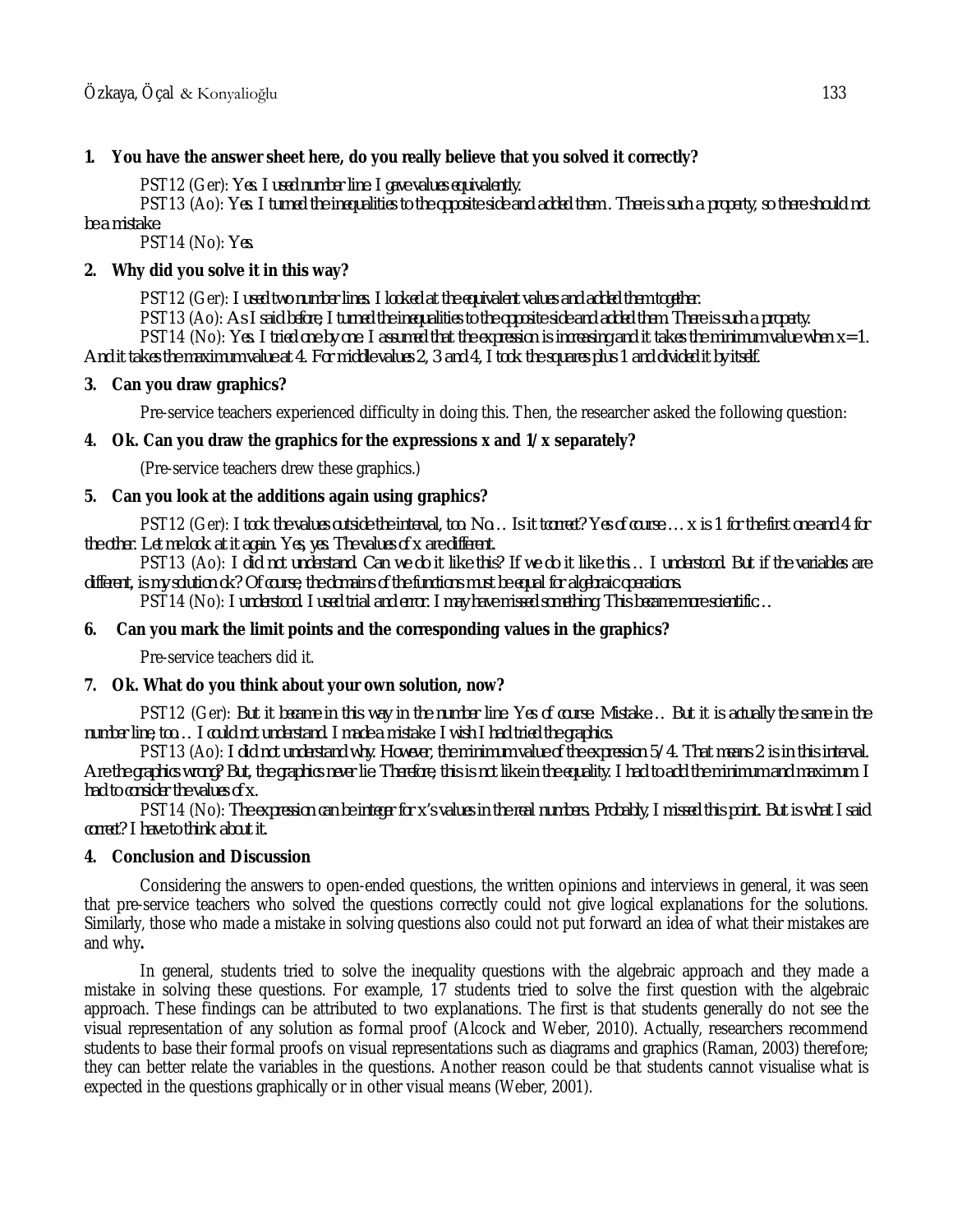**1. You have the answer sheet here, do you really believe that you solved it correctly?**

PST12 (Ger): *Yes. I used number line. I gave values equivalently.*

PST13 (Ao): *Yes. I turned the inequalities to the opposite side and added them. There is such a property, so there should not be a mistake.*

PST14 (No): *Yes.*

**2. Why did you solve it in this way?**

PST12 (Ger): *I used two number lines. I looked at the equivalent values and added them together.*

PST13 (Ao): *As I said before, I turned the inequalities to the opposite side and added them. There is such a property.*

PST14 (No): *Yes. I tried one by one. I assumed that the expression is increasing and it takes the minimum value when x=1. And it takes the maximum value at 4. For middle values 2, 3 and 4, I took the squares plus 1 and divided it by itself.*

**3. Can you draw graphics?**

Pre-service teachers experienced difficulty in doing this. Then, the researcher asked the following question:

**4. Ok. Can you draw the graphics for the expressions x and 1/x separately?**

(Pre-service teachers drew these graphics.)

**5. Can you look at the additions again using graphics?**

PST12 (Ger): *I took the values outside the interval, too. No… Is it tcorrect? Yes of course … x is 1 for the first one and 4 for the other. Let me look at it again. Yes, yes. The values of x are different.*

PST13 (Ao): *I did not understand. Can we do it like this? If we do it like this… I understood. But if the variables are different, is my solution ok? Of course, the domains of the functions must be equal for algebraic operations.*

PST14 (No): *I understood. I used trial and error. I may have missed something. This became more scientific…*

**6. Can you mark the limit points and the corresponding values in the graphics?**

Pre-service teachers did it.

**7. Ok. What do you think about your own solution, now?**

PST12 (Ger): *But it became in this way in the number line. Yes of course. Mistake… But it is actually the same in the number line, too… I could not understand. I made a mistake. I wish I had tried the graphics.*

PST13 (Ao): *I did not understand why. However, the minimum value of the expression 5/4. That means 2 is in this interval. Are the graphics wrong? But, the graphics never lie. Therefore, this is not like in the equality. I had to add the minimum and maximum. I had to consider the values of x.*

PST14 (No): *The expression can be integer for x's values in the real numbers. Probably, I missed this point. But is what I said correct? I have to think about it.*

## 4. Conclusion and Discussion

Considering the answers to open-ended questions, the written opinions and interviews in general, it was seen that pre-service teachers who solved the questions correctly could not give logical explanations for the solutions. Similarly, those who made a mistake in solving questions also could not put forward an idea of what their mistakes are and why**.**

In general, students tried to solve the inequality questions with the algebraic approach and they made a mistake in solving these questions. For example, 17 students tried to solve the first question with the algebraic approach. These findings can be attributed to two explanations. The first is that students generally do not see the visual representation of any solution as formal proof (Alcock and Weber, 2010). Actually, researchers recommend students to base their formal proofs on visual representations such as diagrams and graphics (Raman, 2003) therefore; they can better relate the variables in the questions. Another reason could be that students cannot visualise what is expected in the questions graphically or in other visual means (Weber, 2001).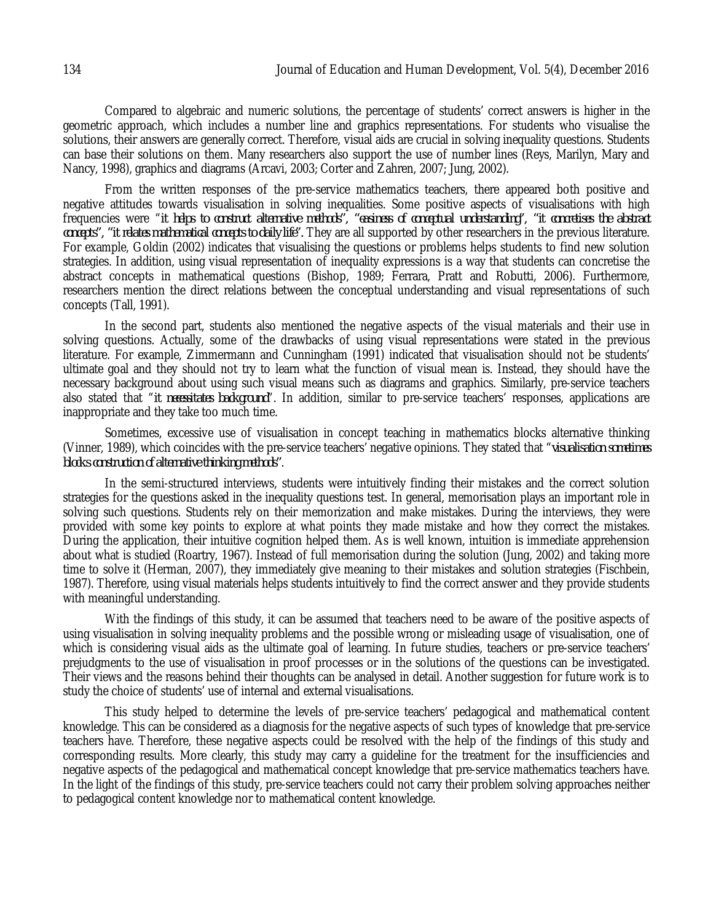Compared to algebraic and numeric solutions, the percentage of students' correct answers is higher in the geometric approach, which includes a number line and graphics representations. For students who visualise the solutions, their answers are generally correct. Therefore, visual aids are crucial in solving inequality questions. Students can base their solutions on them. Many researchers also support the use of number lines (Reys, Marilyn, Mary and Nancy, 1998), graphics and diagrams (Arcavi, 2003; Corter and Zahren, 2007; Jung, 2002).

From the written responses of the pre-service mathematics teachers, there appeared both positive and negative attitudes towards visualisation in solving inequalities. Some positive aspects of visualisations with high frequencies were "*it helps to construct alternative methods*", "*easiness of conceptual understanding*", "*it concretises the abstract concepts*", "*it relates mathematical concepts to daily life*". They are all supported by other researchers in the previous literature. For example, Goldin (2002) indicates that visualising the questions or problems helps students to find new solution strategies. In addition, using visual representation of inequality expressions is a way that students can concretise the abstract concepts in mathematical questions (Bishop, 1989; Ferrara, Pratt and Robutti, 2006). Furthermore, researchers mention the direct relations between the conceptual understanding and visual representations of such concepts (Tall, 1991).

In the second part, students also mentioned the negative aspects of the visual materials and their use in solving questions. Actually, some of the drawbacks of using visual representations were stated in the previous literature. For example, Zimmermann and Cunningham (1991) indicated that visualisation should not be students' ultimate goal and they should not try to learn what the function of visual mean is. Instead, they should have the necessary background about using such visual means such as diagrams and graphics. Similarly, pre-service teachers also stated that "*it necessitates background*". In addition, similar to pre-service teachers' responses, applications are inappropriate and they take too much time.

Sometimes, excessive use of visualisation in concept teaching in mathematics blocks alternative thinking (Vinner, 1989), which coincides with the pre-service teachers' negative opinions. They stated that "*visualisation sometimes blocks construction of alternative thinking methods*".

In the semi-structured interviews, students were intuitively finding their mistakes and the correct solution strategies for the questions asked in the inequality questions test. In general, memorisation plays an important role in solving such questions. Students rely on their memorization and make mistakes. During the interviews, they were provided with some key points to explore at what points they made mistake and how they correct the mistakes. During the application, their intuitive cognition helped them. As is well known, intuition is immediate apprehension about what is studied (Roartry, 1967). Instead of full memorisation during the solution (Jung, 2002) and taking more time to solve it (Herman, 2007), they immediately give meaning to their mistakes and solution strategies (Fischbein, 1987). Therefore, using visual materials helps students intuitively to find the correct answer and they provide students with meaningful understanding.

With the findings of this study, it can be assumed that teachers need to be aware of the positive aspects of using visualisation in solving inequality problems and the possible wrong or misleading usage of visualisation, one of which is considering visual aids as the ultimate goal of learning. In future studies, teachers or pre-service teachers' prejudgments to the use of visualisation in proof processes or in the solutions of the questions can be investigated. Their views and the reasons behind their thoughts can be analysed in detail. Another suggestion for future work is to study the choice of students' use of internal and external visualisations.

This study helped to determine the levels of pre-service teachers' pedagogical and mathematical content knowledge. This can be considered as a diagnosis for the negative aspects of such types of knowledge that pre-service teachers have. Therefore, these negative aspects could be resolved with the help of the findings of this study and corresponding results. More clearly, this study may carry a guideline for the treatment for the insufficiencies and negative aspects of the pedagogical and mathematical concept knowledge that pre-service mathematics teachers have. In the light of the findings of this study, pre-service teachers could not carry their problem solving approaches neither to pedagogical content knowledge nor to mathematical content knowledge.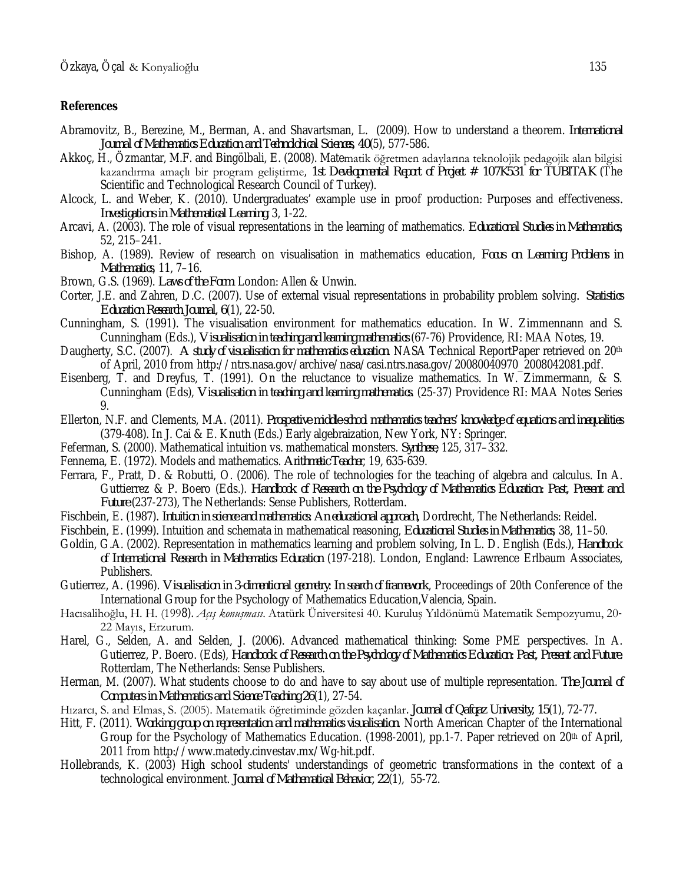## References

Abramovitz, B., Berezine, M., Berman, A. and Shavartsman, L. (2009). How to understand a theorem. *International Journal of Mathematics Education and Technolohical Sciences, 40*(5), 577-586.

Akkoç, H., Özmantar, M.F. and Bingölbali, E. (2008). Matematik öğretmen adaylarına teknolojik pedagojik alan bilgisi kazandırma amaçlı bir program geliştirme, *1st Developmental Report of Project # 107K531 for TUBITAK* (The Scientific and Technological Research Council of Turkey).

Alcock, L. and Weber, K. (2010). Undergraduates' example use in proof production: Purposes and effectiveness. *Investigations in Mathematical Learning*, 3, 1-22.

Arcavi, A. (2003). The role of visual representations in the learning of mathematics. *Educational Studies in Mathematics*, 52, 215–241.

Bishop, A. (1989). Review of research on visualisation in mathematics education, *Focus on Learning Problems in Mathematics*, 11, 7–16.

Brown, G.S. (1969). *Laws of the Form*. London: Allen & Unwin.

Corter, J.E. and Zahren, D.C. (2007). Use of external visual representations in probability problem solving. *Statistics Education Research Journal, 6*(1), 22-50.

Cunningham, S. (1991). The visualisation environment for mathematics education. In W. Zimmennann and S. Cunningham (Eds.), *Visualisation in teaching and learning mathematics* (67-76) Providence, RI: MAA Notes, 19.

Daugherty, S.C. (2007). *A study of visualisation for mathematics education*. NASA Technical ReportPaper retrieved on 20th of April, 2010 from http://ntrs.nasa.gov/archive/nasa/casi.ntrs.nasa.gov/20080040970_2008042081.pdf.

Eisenberg, T. and Dreyfus, T. (1991). On the reluctance to visualize mathematics. In W. Zimmermann, & S. Cunningham (Eds), *Visualisation in teaching and learning mathematics*. (25-37) Providence RI: MAA Notes Series 9.

Ellerton, N.F. and Clements, M.A. (2011). *Prospective middle-school mathematics teachers' knowledge of equations and inequalities* (379-408). In J. Cai & E. Knuth (Eds.) Early algebraization, New York, NY: Springer.

Feferman, S. (2000). Mathematical intuition vs. mathematical monsters. *Synthese*, 125, 317–332.

Fennema, E. (1972). Models and mathematics. *Arithmetic Teacher*, 19, 635-639.

Ferrara, F., Pratt, D. & Robutti, O. (2006). The role of technologies for the teaching of algebra and calculus. In A. Guttierrez & P. Boero (Eds.). *Handbook of Research on the Psychology of Mathematics Education: Past, Present and Future* (237-273), The Netherlands: Sense Publishers, Rotterdam.

Fischbein, E. (1987). *Intuition in science and mathematics: An educational approach*, Dordrecht, The Netherlands: Reidel.

Fischbein, E. (1999). Intuition and schemata in mathematical reasoning, *Educational Studies in Mathematics*, 38, 11–50.

Goldin, G.A. (2002). Representation in mathematics learning and problem solving, In L. D. English (Eds.), *Handbook of International Research in Mathematics Education* (197-218). London, England: Lawrence Erlbaum Associates, Publishers.

Gutierrez, A. (1996). *Visualisation in 3-dimentional geometry: In search of framework*, Proceedings of 20th Conference of the International Group for the Psychology of Mathematics Education,Valencia, Spain.

Hacısalihoğlu, H. H. (1998). *Açış konuşması*. Atatürk Üniversitesi 40. Kuruluş Yıldönümü Matematik Sempozyumu, 20-22 Mayıs, Erzurum.

Harel, G., Selden, A. and Selden, J. (2006). Advanced mathematical thinking: Some PME perspectives. In A. Gutierrez, P. Boero. (Eds), *Handbook of Research on the Psychology of Mathematics Education: Past, Present and Future*. Rotterdam, The Netherlands: Sense Publishers.

Herman, M. (2007). What students choose to do and have to say about use of multiple representation. *The Journal of Computers in Mathematics and Science Teaching 26*(1), 27-54.

Hızarcı, S. and Elmas, S. (2005). Matematik öğretiminde gözden kaçanlar. *Journal of Qafqaz University, 15*(1), 72-77.

Hitt, F. (2011). *Working group on representation and mathematics visualisation*. North American Chapter of the International Group for the Psychology of Mathematics Education. (1998-2001), pp.1-7. Paper retrieved on 20th of April, 2011 from http://www.matedy.cinvestav.mx/Wg-hit.pdf.

Hollebrands, K. (2003) High school students' understandings of geometric transformations in the context of a technological environment. *Journal of Mathematical Behavior, 22*(1), 55-72.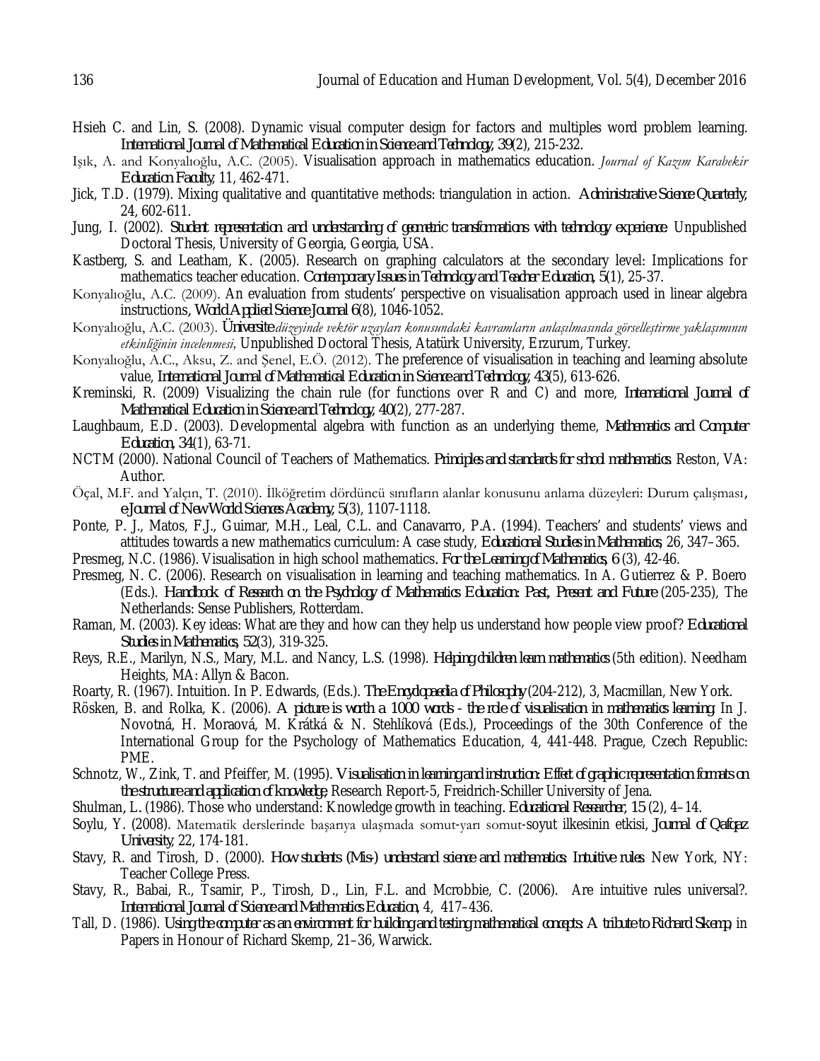Hsieh C. and Lin, S. (2008). Dynamic visual computer design for factors and multiples word problem learning. *International Journal of Mathematical Education in Science and Technology, 39*(2), 215-232.

Işık, A. and Konyalıoğlu, A.C. (2005). Visualisation approach in mathematics education. *Journal of Kazım Karabekir Education Faculty*, 11, 462-471.

Jick, T.D. (1979). Mixing qualitative and quantitative methods: triangulation in action. *Administrative Science Quarterly*, 24, 602-611.

Jung, I. (2002). *Student representation and understanding of geometric transformations with technology experience*. Unpublished Doctoral Thesis, University of Georgia, Georgia, USA.

Kastberg, S. and Leatham, K. (2005). Research on graphing calculators at the secondary level: Implications for mathematics teacher education. *Contemporary Issues in Technology and Teacher Education, 5*(1), 25-37.

Konyalıoğlu, A.C. (2009). An evaluation from students' perspective on visualisation approach used in linear algebra instructions, *World Applied Science Journal 6*(8), 1046-1052.

Konyalıoğlu, A.C. (2003). *Üniversite düzeyinde vektör uzayları konusundaki kavramların anlaşılmasında görselleştirme yaklaşımının etkinliğinin incelenmesi*, Unpublished Doctoral Thesis, Atatürk University, Erzurum, Turkey.

Konyalıoğlu, A.C., Aksu, Z. and Şenel, E.Ö. (2012). The preference of visualisation in teaching and learning absolute value, *International Journal of Mathematical Education in Science and Technology, 43*(5), 613-626.

Kreminski, R. (2009) Visualizing the chain rule (for functions over R and C) and more, *International Journal of Mathematical Education in Science and Technology, 40*(2), 277-287.

Laughbaum, E.D. (2003). Developmental algebra with function as an underlying theme, *Mathematics and Computer Education, 34*(1), 63-71.

NCTM (2000). National Council of Teachers of Mathematics. *Principles and standards for school mathematics*. Reston, VA: Author.

Öçal, M.F. and Yalçın, T. (2010). İlköğretim dördüncü sınıfların alanlar konusunu anlama düzeyleri: Durum çalışması, *e-Journal of New World Sciences Academy, 5*(3), 1107-1118.

Ponte, P. J., Matos, F.J., Guimar, M.H., Leal, C.L. and Canavarro, P.A. (1994). Teachers' and students' views and attitudes towards a new mathematics curriculum: A case study, *Educational Studies in Mathematics*, 26, 347–365.

Presmeg, N.C. (1986). Visualisation in high school mathematics. *For the Learning of Mathematics, 6* (3), 42-46.

Presmeg, N. C. (2006). Research on visualisation in learning and teaching mathematics. In A. Gutierrez & P. Boero (Eds.). *Handbook of Research on the Psychology of Mathematics Education: Past, Present and Future* (205-235), The Netherlands: Sense Publishers, Rotterdam.

Raman, M. (2003). Key ideas: What are they and how can they help us understand how people view proof? *Educational Studies in Mathematics, 52*(3), 319-325.

Reys, R.E., Marilyn, N.S., Mary, M.L. and Nancy, L.S. (1998). *Helping children learn mathematics* (5th edition). Needham Heights, MA: Allyn & Bacon.

Roarty, R. (1967). Intuition. In P. Edwards, (Eds.). *The Encyclopaedia of Philosophy* (204-212), 3, Macmillan, New York.

Rösken, B. and Rolka, K. (2006). *A picture is worth a 1000 words - the role of visualisation in mathematics learning*. In J. Novotná, H. Moraová, M. Krátká & N. Stehlíková (Eds.), Proceedings of the 30th Conference of the International Group for the Psychology of Mathematics Education, 4, 441-448. Prague, Czech Republic: PME.

Schnotz, W., Zink, T. and Pfeiffer, M. (1995). *Visualisation in learning and instruction: Effect of graphic representation formats on the structure and application of knowledge*, Research Report-5, Freidrich-Schiller University of Jena.

Shulman, L. (1986). Those who understand: Knowledge growth in teaching. *Educational Researcher, 15* (2), 4–14.

Soylu, Y. (2008). Matematik derslerinde başarıya ulaşmada somut-yarı somut-soyut ilkesinin etkisi, *Journal of Qafqaz University*, 22, 174-181.

Stavy, R. and Tirosh, D. (2000). *How students (Mis-) understand science and mathematics: Intuitive rules*. New York, NY: Teacher College Press.

Stavy, R., Babai, R., Tsamir, P., Tirosh, D., Lin, F.L. and Mcrobbie, C. (2006). Are intuitive rules universal?. *International Journal of Science and Mathematics Education*, 4, 417–436.

Tall, D. (1986). *Using the computer as an environment for building and testing mathematical concepts: A tribute to Richard Skemp*, in Papers in Honour of Richard Skemp, 21–36, Warwick.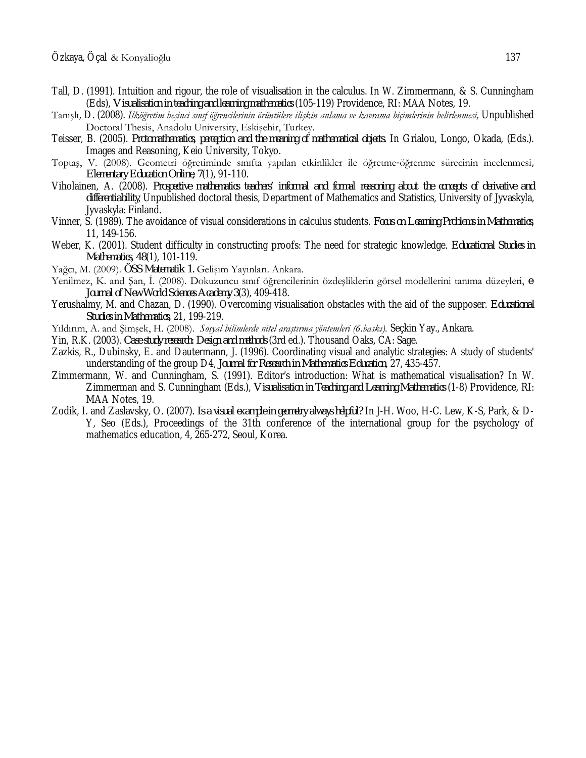Tall, D. (1991). Intuition and rigour, the role of visualisation in the calculus. In W. Zimmermann, & S. Cunningham (Eds), *Visualisation in teaching and learning mathematics* (105-119) Providence, RI: MAA Notes, 19.

Tanışlı, D. (2008). *İlköğretim beşinci sınıf öğrencilerinin örüntülere ilişkin anlama ve kavrama biçimlerinin belirlenmesi*, Unpublished Doctoral Thesis, Anadolu University, Eskişehir, Turkey.

Teisser, B. (2005). *Protomathematics, perception and the meaning of mathematical objects.* In Grialou, Longo, Okada, (Eds.). Images and Reasoning, Keio University, Tokyo.

Toptaş, V. (2008). Geometri öğretiminde sınıfta yapılan etkinlikler ile öğretme-öğrenme sürecinin incelenmesi, *Elementary Education Online, 7*(1), 91-110.

Viholainen, A. (2008). *Prospective mathematics teachers' informal and formal reasoning about the concepts of derivative and differentiability,* Unpublished doctoral thesis, Department of Mathematics and Statistics, University of Jyvaskyla, Jyvaskyla: Finland.

Vinner, S. (1989). The avoidance of visual considerations in calculus students. *Focus on Learning Problems in Mathematics,* 11, 149-156.

Weber, K. (2001). Student difficulty in constructing proofs: The need for strategic knowledge. *Educational Studies in Mathematics, 48*(1), 101-119.

Yağcı, M. (2009). *ÖSS Matematik 1.* Gelişim Yayınları. Ankara.

Yenilmez, K. and Şan, İ. (2008). Dokuzuncu sınıf öğrencilerinin özdeşliklerin görsel modellerini tanıma düzeyleri, *e Journal of New World Sciences Academy 3*(3), 409-418.

Yerushalmy, M. and Chazan, D. (1990). Overcoming visualisation obstacles with the aid of the supposer. *Educational Studies in Mathematics,* 21, 199-219.

Yıldırım, A. and Şimşek, H. (2008). *Sosyal bilimlerde nitel araştırma yöntemleri (6.baskı).* Seçkin Yay., Ankara.

Yin, R.K. (2003). *Case study research: Design and methods* (3rd ed.). Thousand Oaks, CA: Sage.

Zazkis, R., Dubinsky, E. and Dautermann, J. (1996). Coordinating visual and analytic strategies: A study of students' understanding of the group D4, *Journal for Research in Mathematics Education,* 27, 435-457.

Zimmermann, W. and Cunningham, S. (1991). Editor's introduction: What is mathematical visualisation? In W. Zimmerman and S. Cunningham (Eds.), *Visualisation in Teaching and Learning Mathematics* (1-8) Providence, RI: MAA Notes, 19.

Zodik, I. and Zaslavsky, O. (2007). *Is a visual example in geometry always helpful?* In J-H. Woo, H-C. Lew, K-S, Park, & D-Y, Seo (Eds.), Proceedings of the 31th conference of the international group for the psychology of mathematics education, 4, 265-272, Seoul, Korea.